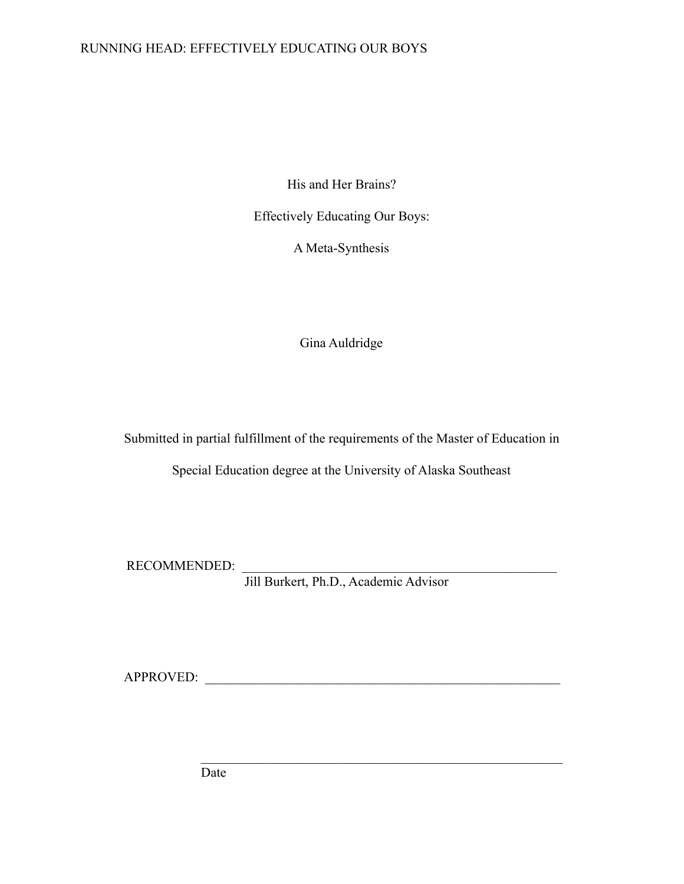# His and Her Brains?

# Effectively Educating Our Boys:

# A Meta-Synthesis

Gina Auldridge

Submitted in partial fulfillment of the requirements of the Master of Education in Special Education degree at the University of Alaska Southeast

RECOMMENDED: \_\_\_\_\_\_\_\_\_\_\_\_\_\_\_\_\_\_\_\_\_\_\_\_\_\_\_\_\_\_\_\_\_\_\_\_\_\_\_\_\_\_\_\_\_\_\_\_\_\_

Jill Burkert, Ph.D., Academic Advisor

APPROVED: \_\_\_\_\_\_\_\_\_\_\_\_\_\_\_\_\_\_\_\_\_\_\_\_\_\_\_\_\_\_\_\_\_\_\_\_\_\_\_\_\_\_\_\_\_\_\_\_\_\_\_\_\_\_\_

\_\_\_\_\_\_\_\_\_\_\_\_\_\_\_\_\_\_\_\_\_\_\_\_\_\_\_\_\_\_\_\_\_\_\_\_\_\_\_\_\_\_\_\_\_\_\_\_\_\_\_\_\_\_\_\_\_\_

Date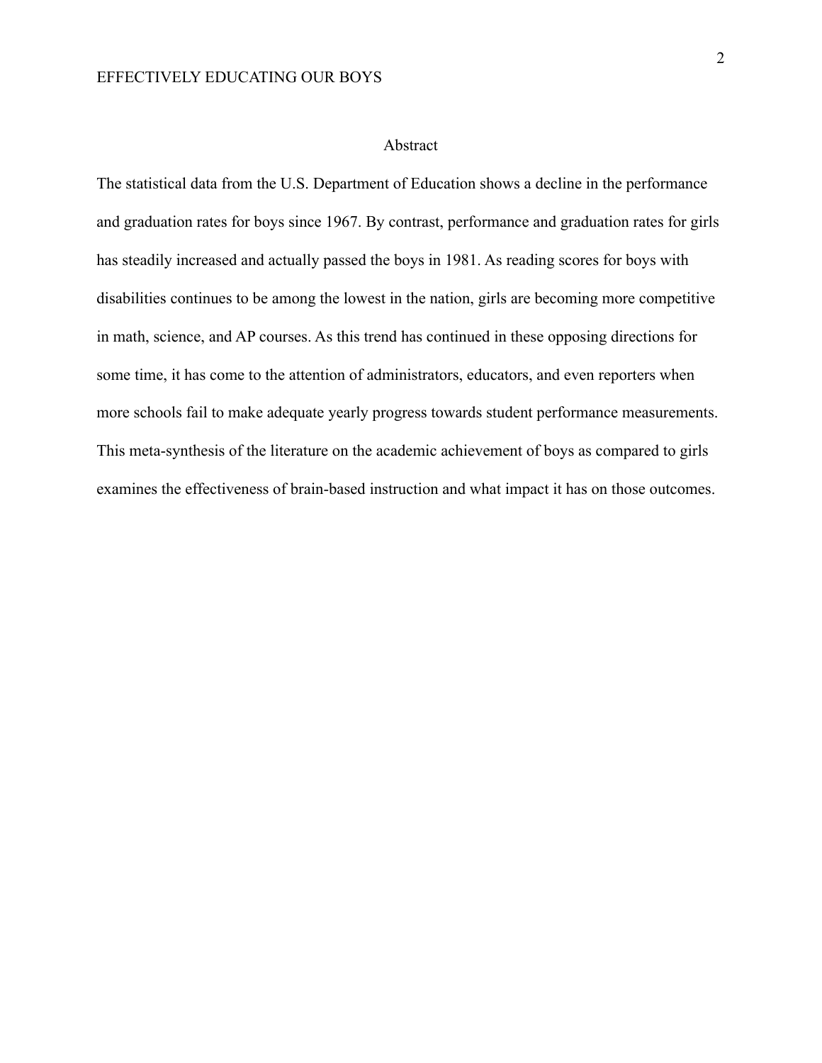# Abstract

The statistical data from the U.S. Department of Education shows a decline in the performance and graduation rates for boys since 1967. By contrast, performance and graduation rates for girls has steadily increased and actually passed the boys in 1981. As reading scores for boys with disabilities continues to be among the lowest in the nation, girls are becoming more competitive in math, science, and AP courses. As this trend has continued in these opposing directions for some time, it has come to the attention of administrators, educators, and even reporters when more schools fail to make adequate yearly progress towards student performance measurements. This meta-synthesis of the literature on the academic achievement of boys as compared to girls examines the effectiveness of brain-based instruction and what impact it has on those outcomes.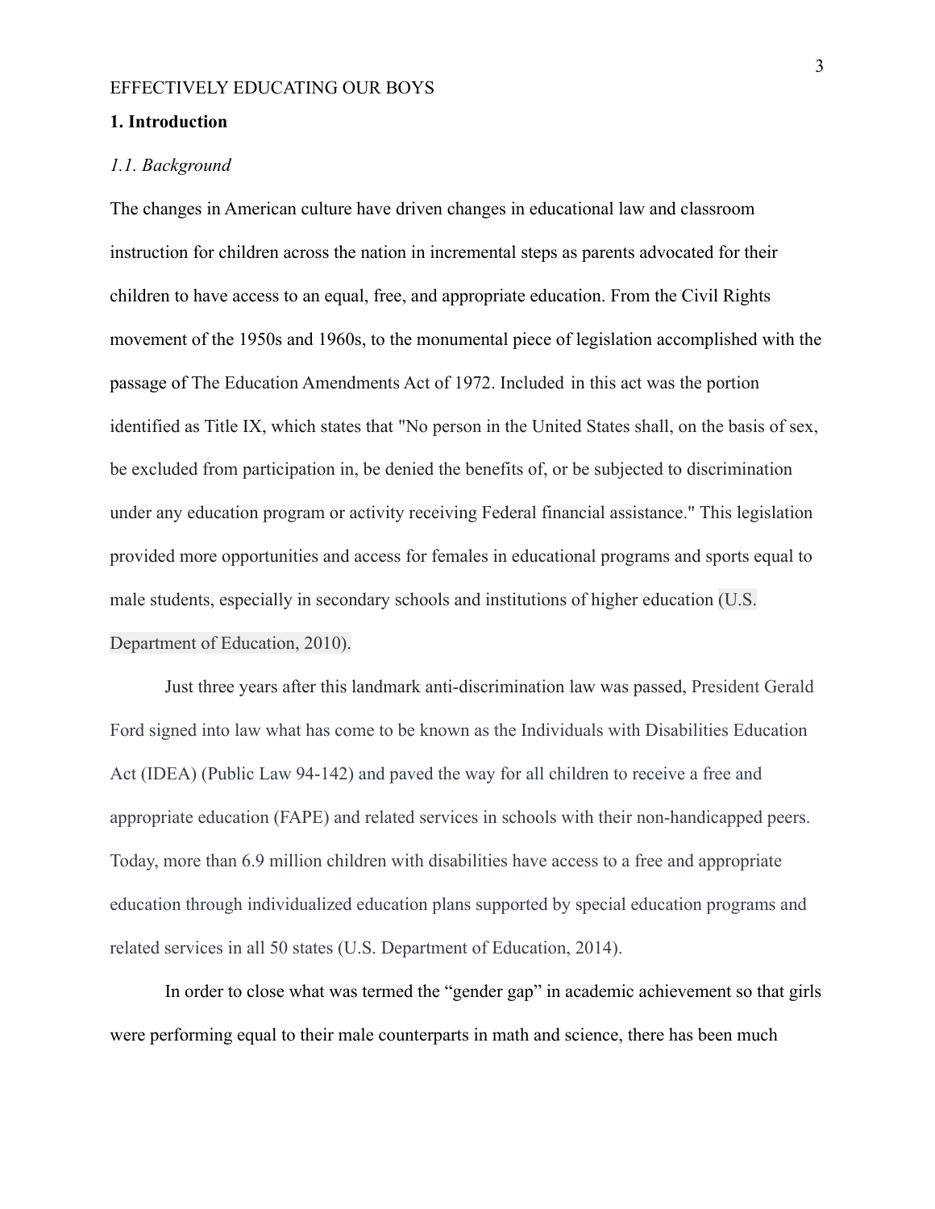## 1. Introduction

### *1.1. Background*

The changes in American culture have driven changes in educational law and classroom instruction for children across the nation in incremental steps as parents advocated for their children to have access to an equal, free, and appropriate education. From the Civil Rights movement of the 1950s and 1960s, to the monumental piece of legislation accomplished with the passage of The Education Amendments Act of 1972. Included in this act was the portion identified as Title IX, which states that "No person in the United States shall, on the basis of sex, be excluded from participation in, be denied the benefits of, or be subjected to discrimination under any education program or activity receiving Federal financial assistance." This legislation provided more opportunities and access for females in educational programs and sports equal to male students, especially in secondary schools and institutions of higher education (U.S. Department of Education, 2010).

Just three years after this landmark anti-discrimination law was passed, President Gerald Ford signed into law what has come to be known as the Individuals with Disabilities Education Act (IDEA) (Public Law 94-142) and paved the way for all children to receive a free and appropriate education (FAPE) and related services in schools with their non-handicapped peers. Today, more than 6.9 million children with disabilities have access to a free and appropriate education through individualized education plans supported by special education programs and related services in all 50 states (U.S. Department of Education, 2014).

In order to close what was termed the "gender gap" in academic achievement so that girls were performing equal to their male counterparts in math and science, there has been much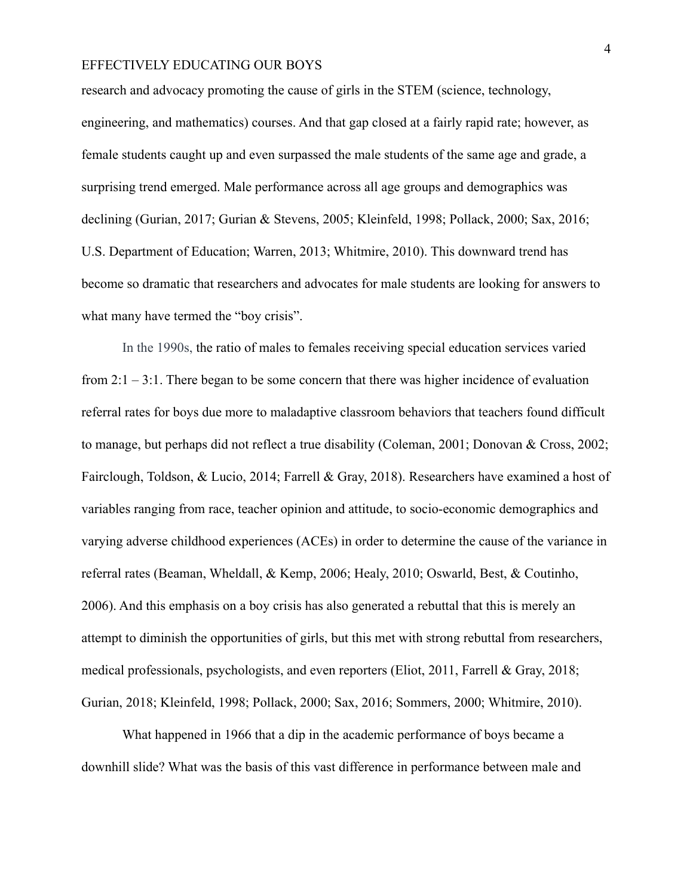research and advocacy promoting the cause of girls in the STEM (science, technology, engineering, and mathematics) courses. And that gap closed at a fairly rapid rate; however, as female students caught up and even surpassed the male students of the same age and grade, a surprising trend emerged. Male performance across all age groups and demographics was declining (Gurian, 2017; Gurian & Stevens, 2005; Kleinfeld, 1998; Pollack, 2000; Sax, 2016; U.S. Department of Education; Warren, 2013; Whitmire, 2010). This downward trend has become so dramatic that researchers and advocates for male students are looking for answers to what many have termed the "boy crisis".

In the 1990s, the ratio of males to females receiving special education services varied from 2:1 – 3:1. There began to be some concern that there was higher incidence of evaluation referral rates for boys due more to maladaptive classroom behaviors that teachers found difficult to manage, but perhaps did not reflect a true disability (Coleman, 2001; Donovan & Cross, 2002; Fairclough, Toldson, & Lucio, 2014; Farrell & Gray, 2018). Researchers have examined a host of variables ranging from race, teacher opinion and attitude, to socio-economic demographics and varying adverse childhood experiences (ACEs) in order to determine the cause of the variance in referral rates (Beaman, Wheldall, & Kemp, 2006; Healy, 2010; Oswarld, Best, & Coutinho, 2006). And this emphasis on a boy crisis has also generated a rebuttal that this is merely an attempt to diminish the opportunities of girls, but this met with strong rebuttal from researchers, medical professionals, psychologists, and even reporters (Eliot, 2011, Farrell & Gray, 2018; Gurian, 2018; Kleinfeld, 1998; Pollack, 2000; Sax, 2016; Sommers, 2000; Whitmire, 2010).

What happened in 1966 that a dip in the academic performance of boys became a downhill slide? What was the basis of this vast difference in performance between male and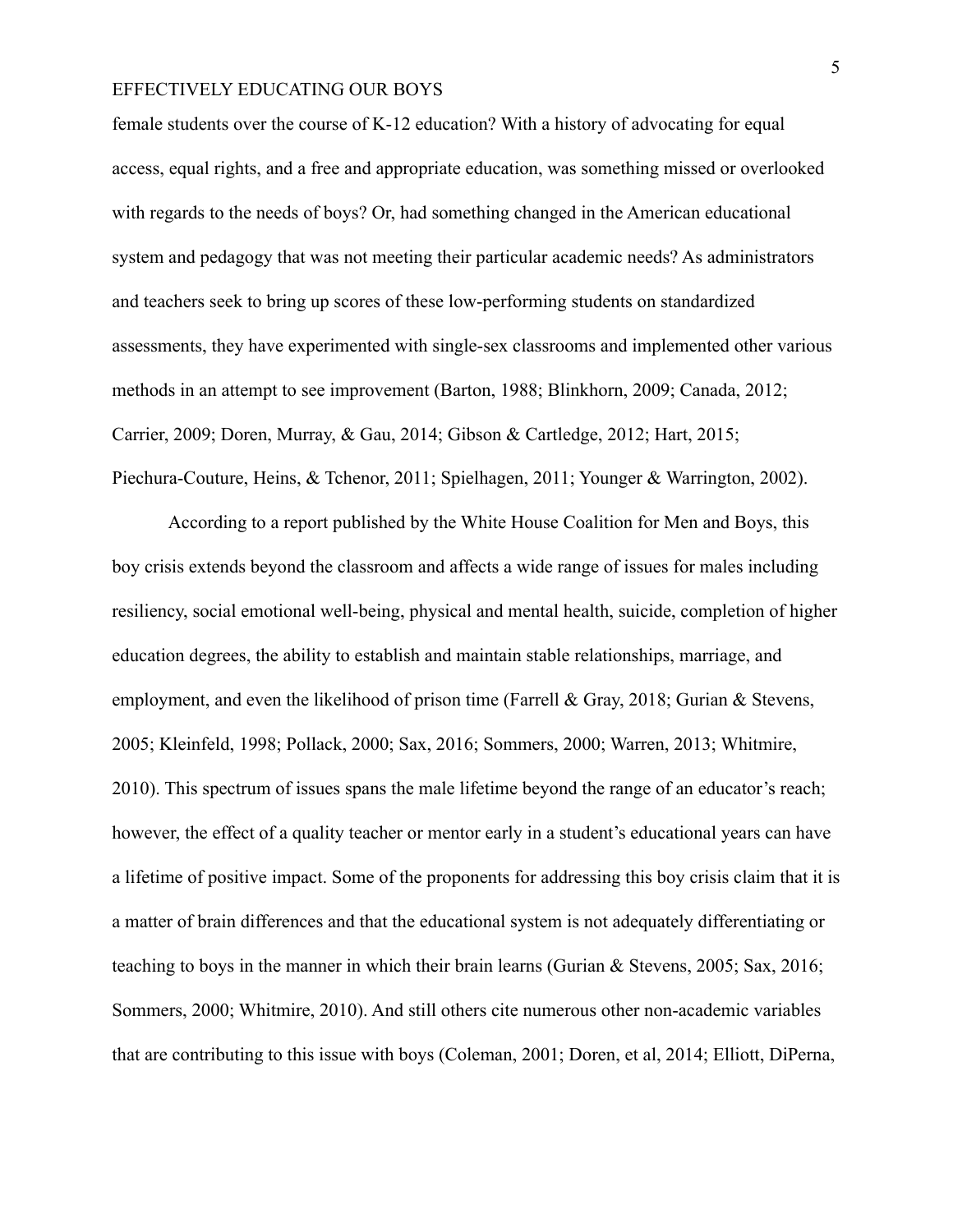female students over the course of K-12 education? With a history of advocating for equal access, equal rights, and a free and appropriate education, was something missed or overlooked with regards to the needs of boys? Or, had something changed in the American educational system and pedagogy that was not meeting their particular academic needs? As administrators and teachers seek to bring up scores of these low-performing students on standardized assessments, they have experimented with single-sex classrooms and implemented other various methods in an attempt to see improvement (Barton, 1988; Blinkhorn, 2009; Canada, 2012; Carrier, 2009; Doren, Murray, & Gau, 2014; Gibson & Cartledge, 2012; Hart, 2015; Piechura-Couture, Heins, & Tchenor, 2011; Spielhagen, 2011; Younger & Warrington, 2002).

According to a report published by the White House Coalition for Men and Boys, this boy crisis extends beyond the classroom and affects a wide range of issues for males including resiliency, social emotional well-being, physical and mental health, suicide, completion of higher education degrees, the ability to establish and maintain stable relationships, marriage, and employment, and even the likelihood of prison time (Farrell & Gray, 2018; Gurian & Stevens, 2005; Kleinfeld, 1998; Pollack, 2000; Sax, 2016; Sommers, 2000; Warren, 2013; Whitmire, 2010). This spectrum of issues spans the male lifetime beyond the range of an educator's reach; however, the effect of a quality teacher or mentor early in a student's educational years can have a lifetime of positive impact. Some of the proponents for addressing this boy crisis claim that it is a matter of brain differences and that the educational system is not adequately differentiating or teaching to boys in the manner in which their brain learns (Gurian & Stevens, 2005; Sax, 2016; Sommers, 2000; Whitmire, 2010). And still others cite numerous other non-academic variables that are contributing to this issue with boys (Coleman, 2001; Doren, et al, 2014; Elliott, DiPerna,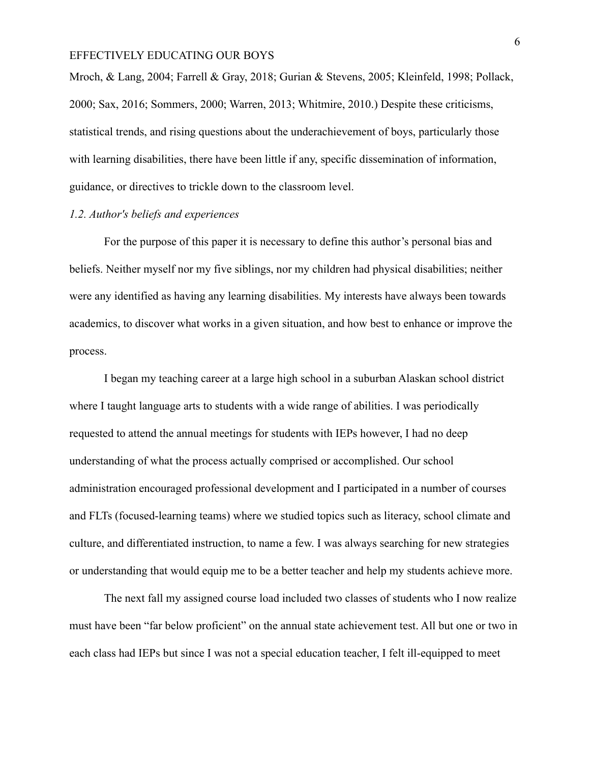Mroch, & Lang, 2004; Farrell & Gray, 2018; Gurian & Stevens, 2005; Kleinfeld, 1998; Pollack, 2000; Sax, 2016; Sommers, 2000; Warren, 2013; Whitmire, 2010.) Despite these criticisms, statistical trends, and rising questions about the underachievement of boys, particularly those with learning disabilities, there have been little if any, specific dissemination of information, guidance, or directives to trickle down to the classroom level.

### *1.2. Author's beliefs and experiences*

For the purpose of this paper it is necessary to define this author's personal bias and beliefs. Neither myself nor my five siblings, nor my children had physical disabilities; neither were any identified as having any learning disabilities. My interests have always been towards academics, to discover what works in a given situation, and how best to enhance or improve the process.

I began my teaching career at a large high school in a suburban Alaskan school district where I taught language arts to students with a wide range of abilities. I was periodically requested to attend the annual meetings for students with IEPs however, I had no deep understanding of what the process actually comprised or accomplished. Our school administration encouraged professional development and I participated in a number of courses and FLTs (focused-learning teams) where we studied topics such as literacy, school climate and culture, and differentiated instruction, to name a few. I was always searching for new strategies or understanding that would equip me to be a better teacher and help my students achieve more.

The next fall my assigned course load included two classes of students who I now realize must have been "far below proficient" on the annual state achievement test. All but one or two in each class had IEPs but since I was not a special education teacher, I felt ill-equipped to meet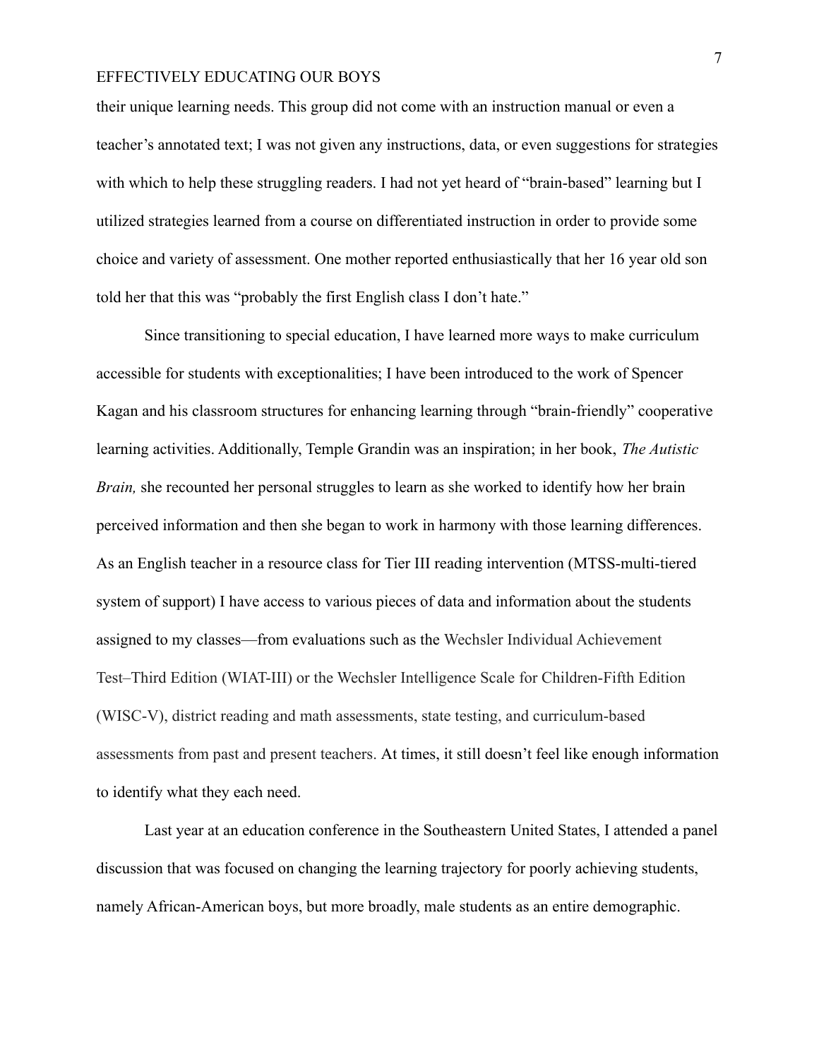their unique learning needs. This group did not come with an instruction manual or even a teacher's annotated text; I was not given any instructions, data, or even suggestions for strategies with which to help these struggling readers. I had not yet heard of "brain-based" learning but I utilized strategies learned from a course on differentiated instruction in order to provide some choice and variety of assessment. One mother reported enthusiastically that her 16 year old son told her that this was "probably the first English class I don't hate."

Since transitioning to special education, I have learned more ways to make curriculum accessible for students with exceptionalities; I have been introduced to the work of Spencer Kagan and his classroom structures for enhancing learning through "brain-friendly" cooperative learning activities. Additionally, Temple Grandin was an inspiration; in her book, *The Autistic Brain,* she recounted her personal struggles to learn as she worked to identify how her brain perceived information and then she began to work in harmony with those learning differences. As an English teacher in a resource class for Tier III reading intervention (MTSS-multi-tiered system of support) I have access to various pieces of data and information about the students assigned to my classes—from evaluations such as the Wechsler Individual Achievement Test–Third Edition (WIAT-III) or the Wechsler Intelligence Scale for Children-Fifth Edition (WISC-V), district reading and math assessments, state testing, and curriculum-based assessments from past and present teachers. At times, it still doesn't feel like enough information to identify what they each need.

Last year at an education conference in the Southeastern United States, I attended a panel discussion that was focused on changing the learning trajectory for poorly achieving students, namely African-American boys, but more broadly, male students as an entire demographic.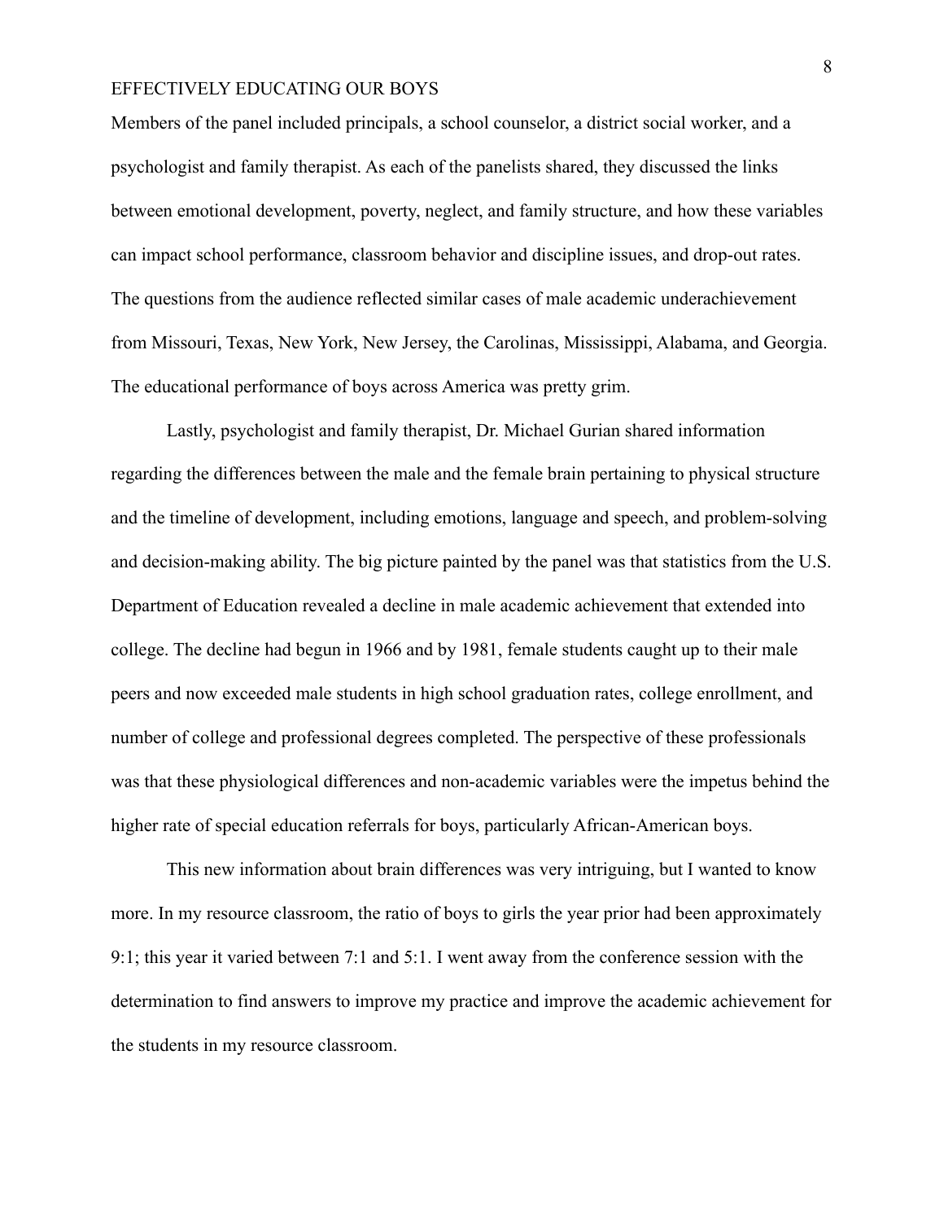Members of the panel included principals, a school counselor, a district social worker, and a psychologist and family therapist. As each of the panelists shared, they discussed the links between emotional development, poverty, neglect, and family structure, and how these variables can impact school performance, classroom behavior and discipline issues, and drop-out rates. The questions from the audience reflected similar cases of male academic underachievement from Missouri, Texas, New York, New Jersey, the Carolinas, Mississippi, Alabama, and Georgia. The educational performance of boys across America was pretty grim.

Lastly, psychologist and family therapist, Dr. Michael Gurian shared information regarding the differences between the male and the female brain pertaining to physical structure and the timeline of development, including emotions, language and speech, and problem-solving and decision-making ability. The big picture painted by the panel was that statistics from the U.S. Department of Education revealed a decline in male academic achievement that extended into college. The decline had begun in 1966 and by 1981, female students caught up to their male peers and now exceeded male students in high school graduation rates, college enrollment, and number of college and professional degrees completed. The perspective of these professionals was that these physiological differences and non-academic variables were the impetus behind the higher rate of special education referrals for boys, particularly African-American boys.

This new information about brain differences was very intriguing, but I wanted to know more. In my resource classroom, the ratio of boys to girls the year prior had been approximately 9:1; this year it varied between 7:1 and 5:1. I went away from the conference session with the determination to find answers to improve my practice and improve the academic achievement for the students in my resource classroom.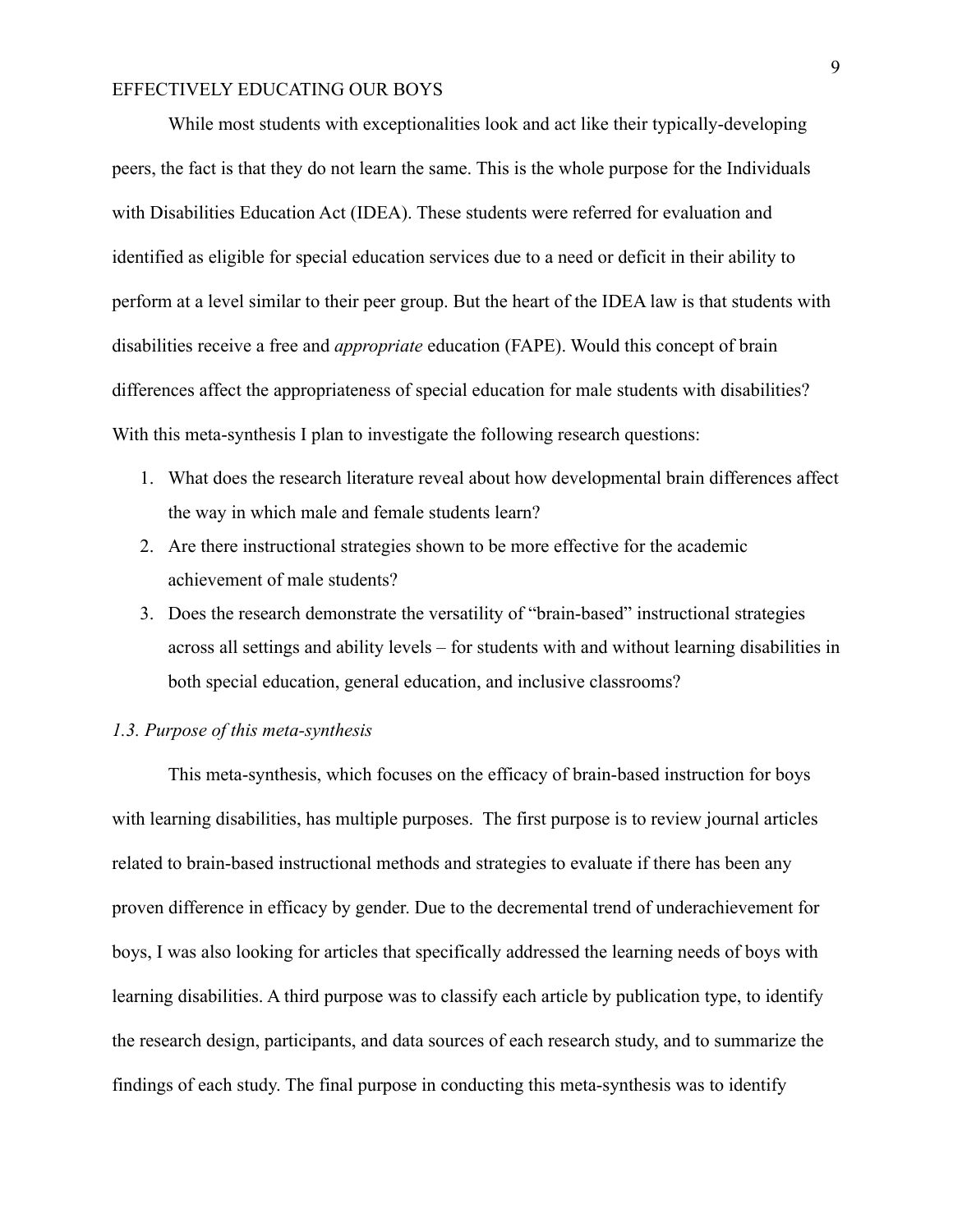While most students with exceptionalities look and act like their typically-developing peers, the fact is that they do not learn the same. This is the whole purpose for the Individuals with Disabilities Education Act (IDEA). These students were referred for evaluation and identified as eligible for special education services due to a need or deficit in their ability to perform at a level similar to their peer group. But the heart of the IDEA law is that students with disabilities receive a free and *appropriate* education (FAPE). Would this concept of brain differences affect the appropriateness of special education for male students with disabilities? With this meta-synthesis I plan to investigate the following research questions:

1. What does the research literature reveal about how developmental brain differences affect the way in which male and female students learn?
2. Are there instructional strategies shown to be more effective for the academic achievement of male students?
3. Does the research demonstrate the versatility of "brain-based" instructional strategies across all settings and ability levels – for students with and without learning disabilities in both special education, general education, and inclusive classrooms?

### *1.3. Purpose of this meta-synthesis*

This meta-synthesis, which focuses on the efficacy of brain-based instruction for boys with learning disabilities, has multiple purposes. The first purpose is to review journal articles related to brain-based instructional methods and strategies to evaluate if there has been any proven difference in efficacy by gender. Due to the decremental trend of underachievement for boys, I was also looking for articles that specifically addressed the learning needs of boys with learning disabilities. A third purpose was to classify each article by publication type, to identify the research design, participants, and data sources of each research study, and to summarize the findings of each study. The final purpose in conducting this meta-synthesis was to identify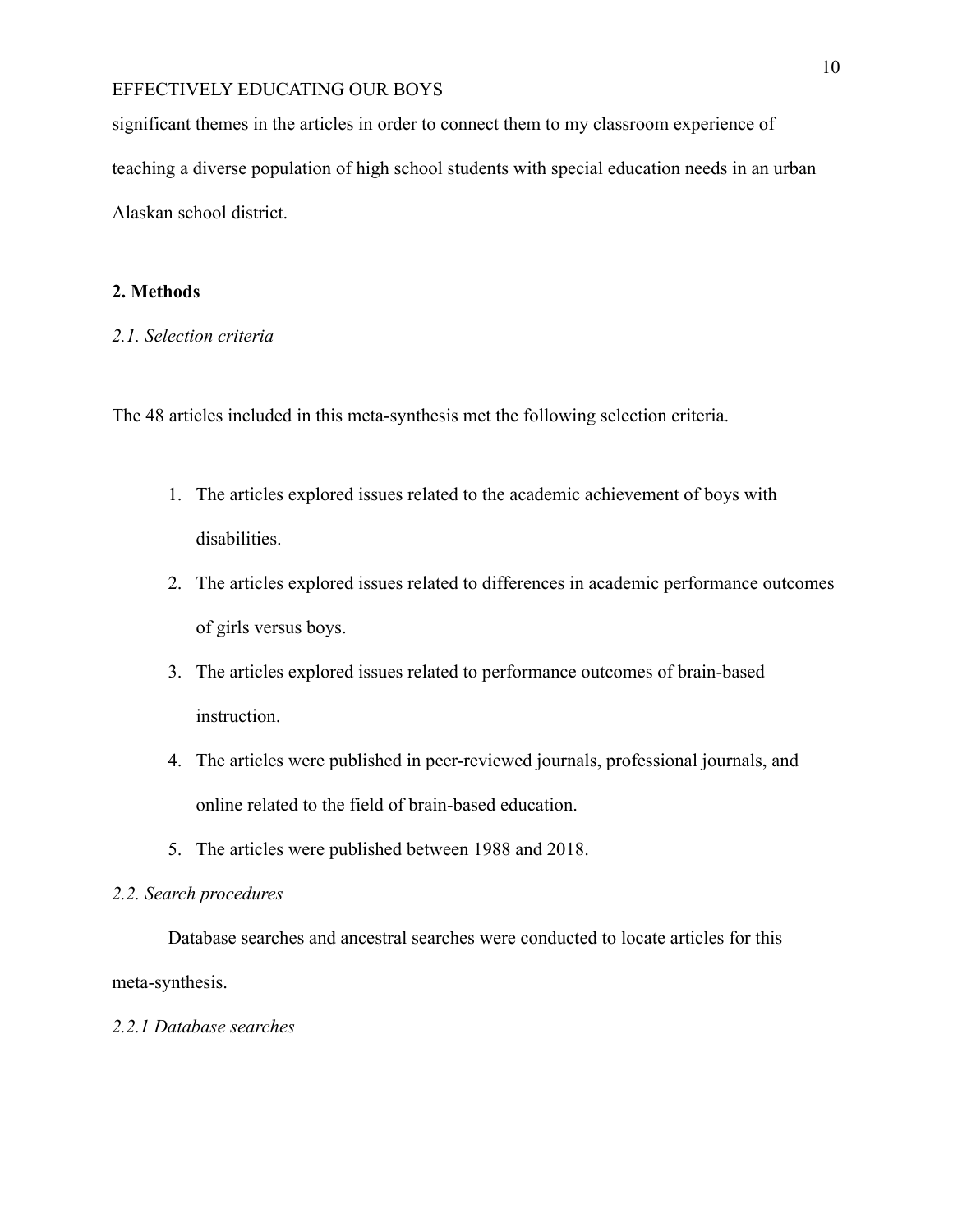significant themes in the articles in order to connect them to my classroom experience of teaching a diverse population of high school students with special education needs in an urban Alaskan school district.

## 2. Methods

### *2.1. Selection criteria*

The 48 articles included in this meta-synthesis met the following selection criteria.

1. The articles explored issues related to the academic achievement of boys with disabilities.
2. The articles explored issues related to differences in academic performance outcomes of girls versus boys.
3. The articles explored issues related to performance outcomes of brain-based instruction.
4. The articles were published in peer-reviewed journals, professional journals, and online related to the field of brain-based education.
5. The articles were published between 1988 and 2018.

### *2.2. Search procedures*

Database searches and ancestral searches were conducted to locate articles for this meta-synthesis.

#### *2.2.1 Database searches*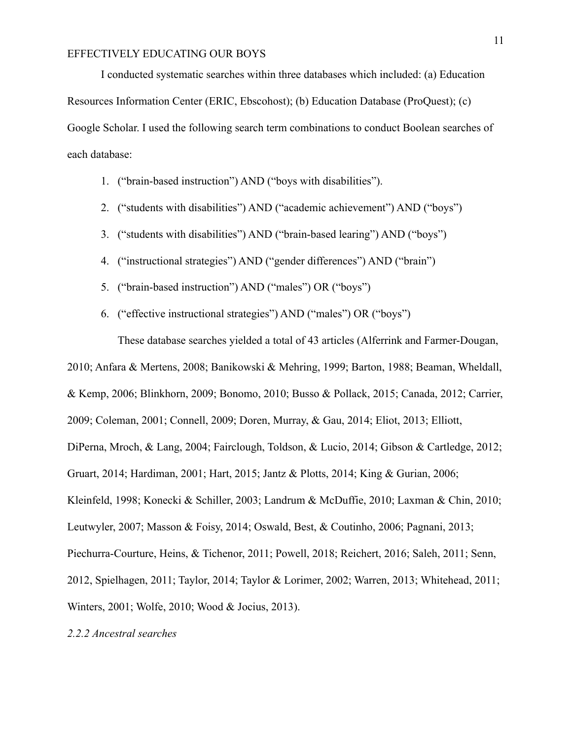I conducted systematic searches within three databases which included: (a) Education Resources Information Center (ERIC, Ebscohost); (b) Education Database (ProQuest); (c) Google Scholar. I used the following search term combinations to conduct Boolean searches of each database:

1. ("brain-based instruction") AND ("boys with disabilities").
2. ("students with disabilities") AND ("academic achievement") AND ("boys")
3. ("students with disabilities") AND ("brain-based learing") AND ("boys")
4. ("instructional strategies") AND ("gender differences") AND ("brain")
5. ("brain-based instruction") AND ("males") OR ("boys")
6. ("effective instructional strategies") AND ("males") OR ("boys")

These database searches yielded a total of 43 articles (Alferrink and Farmer-Dougan, 2010; Anfara & Mertens, 2008; Banikowski & Mehring, 1999; Barton, 1988; Beaman, Wheldall, & Kemp, 2006; Blinkhorn, 2009; Bonomo, 2010; Busso & Pollack, 2015; Canada, 2012; Carrier, 2009; Coleman, 2001; Connell, 2009; Doren, Murray, & Gau, 2014; Eliot, 2013; Elliott, DiPerna, Mroch, & Lang, 2004; Fairclough, Toldson, & Lucio, 2014; Gibson & Cartledge, 2012; Gruart, 2014; Hardiman, 2001; Hart, 2015; Jantz & Plotts, 2014; King & Gurian, 2006; Kleinfeld, 1998; Konecki & Schiller, 2003; Landrum & McDuffie, 2010; Laxman & Chin, 2010; Leutwyler, 2007; Masson & Foisy, 2014; Oswald, Best, & Coutinho, 2006; Pagnani, 2013; Piechurra-Courture, Heins, & Tichenor, 2011; Powell, 2018; Reichert, 2016; Saleh, 2011; Senn, 2012, Spielhagen, 2011; Taylor, 2014; Taylor & Lorimer, 2002; Warren, 2013; Whitehead, 2011; Winters, 2001; Wolfe, 2010; Wood & Jocius, 2013).

*2.2.2 Ancestral searches*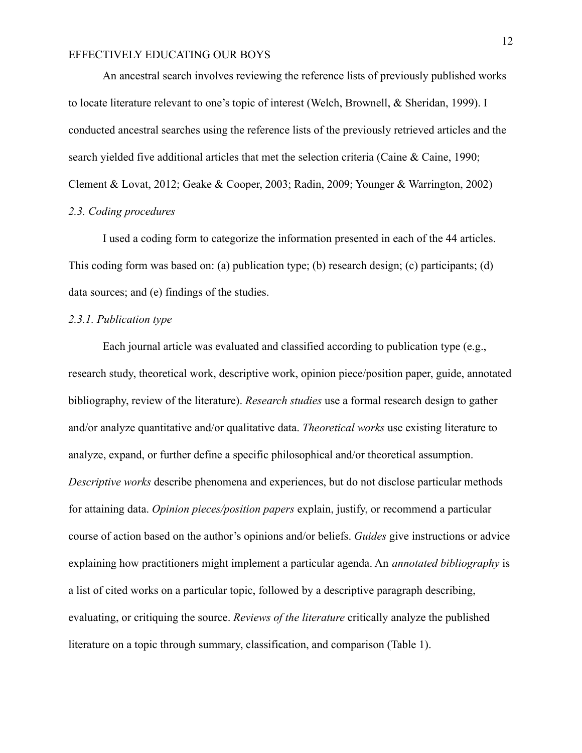An ancestral search involves reviewing the reference lists of previously published works to locate literature relevant to one's topic of interest (Welch, Brownell, & Sheridan, 1999). I conducted ancestral searches using the reference lists of the previously retrieved articles and the search yielded five additional articles that met the selection criteria (Caine & Caine, 1990; Clement & Lovat, 2012; Geake & Cooper, 2003; Radin, 2009; Younger & Warrington, 2002)

### *2.3. Coding procedures*

I used a coding form to categorize the information presented in each of the 44 articles. This coding form was based on: (a) publication type; (b) research design; (c) participants; (d) data sources; and (e) findings of the studies.

#### *2.3.1. Publication type*

Each journal article was evaluated and classified according to publication type (e.g., research study, theoretical work, descriptive work, opinion piece/position paper, guide, annotated bibliography, review of the literature). *Research studies* use a formal research design to gather and/or analyze quantitative and/or qualitative data. *Theoretical works* use existing literature to analyze, expand, or further define a specific philosophical and/or theoretical assumption. *Descriptive works* describe phenomena and experiences, but do not disclose particular methods for attaining data. *Opinion pieces/position papers* explain, justify, or recommend a particular course of action based on the author's opinions and/or beliefs. *Guides* give instructions or advice explaining how practitioners might implement a particular agenda. An *annotated bibliography* is a list of cited works on a particular topic, followed by a descriptive paragraph describing, evaluating, or critiquing the source. *Reviews of the literature* critically analyze the published literature on a topic through summary, classification, and comparison (Table 1).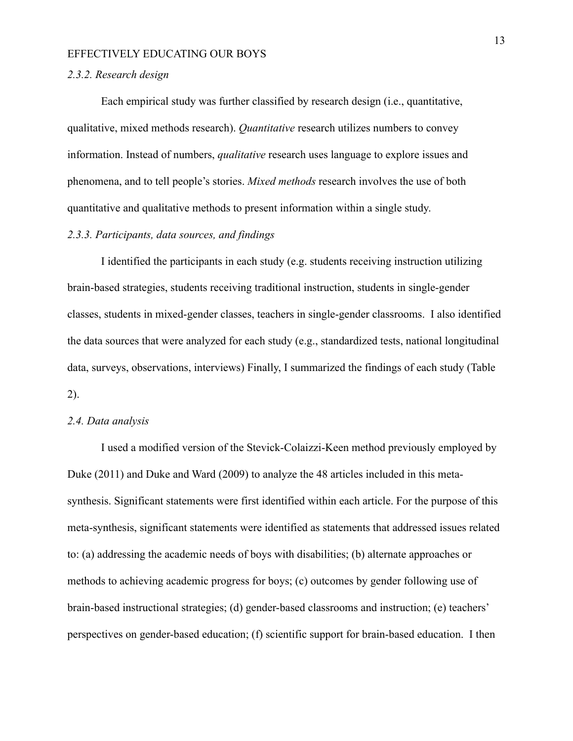*2.3.2. Research design*

Each empirical study was further classified by research design (i.e., quantitative, qualitative, mixed methods research). *Quantitative* research utilizes numbers to convey information. Instead of numbers, *qualitative* research uses language to explore issues and phenomena, and to tell people's stories. *Mixed methods* research involves the use of both quantitative and qualitative methods to present information within a single study.

*2.3.3. Participants, data sources, and findings*

I identified the participants in each study (e.g. students receiving instruction utilizing brain-based strategies, students receiving traditional instruction, students in single-gender classes, students in mixed-gender classes, teachers in single-gender classrooms. I also identified the data sources that were analyzed for each study (e.g., standardized tests, national longitudinal data, surveys, observations, interviews) Finally, I summarized the findings of each study (Table 2).

*2.4. Data analysis*

I used a modified version of the Stevick-Colaizzi-Keen method previously employed by Duke (2011) and Duke and Ward (2009) to analyze the 48 articles included in this meta-synthesis. Significant statements were first identified within each article. For the purpose of this meta-synthesis, significant statements were identified as statements that addressed issues related to: (a) addressing the academic needs of boys with disabilities; (b) alternate approaches or methods to achieving academic progress for boys; (c) outcomes by gender following use of brain-based instructional strategies; (d) gender-based classrooms and instruction; (e) teachers' perspectives on gender-based education; (f) scientific support for brain-based education. I then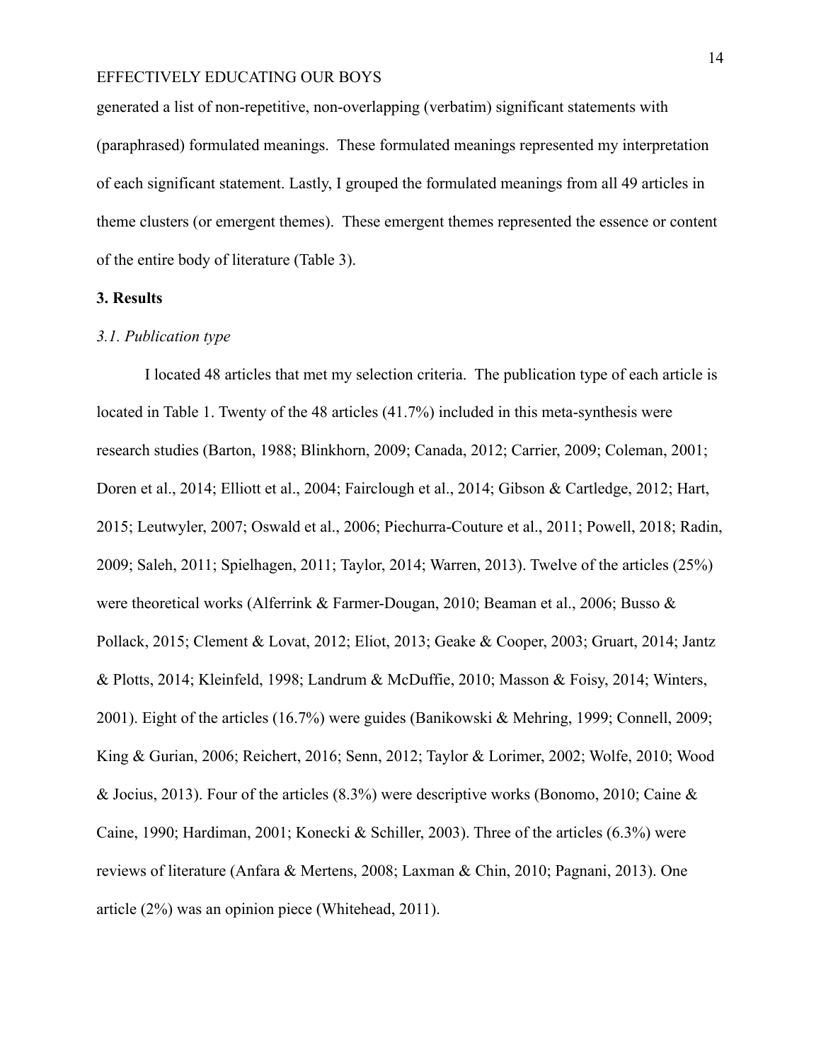generated a list of non-repetitive, non-overlapping (verbatim) significant statements with (paraphrased) formulated meanings. These formulated meanings represented my interpretation of each significant statement. Lastly, I grouped the formulated meanings from all 49 articles in theme clusters (or emergent themes). These emergent themes represented the essence or content of the entire body of literature (Table 3).

## 3. Results

### *3.1. Publication type*

I located 48 articles that met my selection criteria. The publication type of each article is located in Table 1. Twenty of the 48 articles (41.7%) included in this meta-synthesis were research studies (Barton, 1988; Blinkhorn, 2009; Canada, 2012; Carrier, 2009; Coleman, 2001; Doren et al., 2014; Elliott et al., 2004; Fairclough et al., 2014; Gibson & Cartledge, 2012; Hart, 2015; Leutwyler, 2007; Oswald et al., 2006; Piechurra-Couture et al., 2011; Powell, 2018; Radin, 2009; Saleh, 2011; Spielhagen, 2011; Taylor, 2014; Warren, 2013). Twelve of the articles (25%) were theoretical works (Alferrink & Farmer-Dougan, 2010; Beaman et al., 2006; Busso & Pollack, 2015; Clement & Lovat, 2012; Eliot, 2013; Geake & Cooper, 2003; Gruart, 2014; Jantz & Plotts, 2014; Kleinfeld, 1998; Landrum & McDuffie, 2010; Masson & Foisy, 2014; Winters, 2001). Eight of the articles (16.7%) were guides (Banikowski & Mehring, 1999; Connell, 2009; King & Gurian, 2006; Reichert, 2016; Senn, 2012; Taylor & Lorimer, 2002; Wolfe, 2010; Wood & Jocius, 2013). Four of the articles (8.3%) were descriptive works (Bonomo, 2010; Caine & Caine, 1990; Hardiman, 2001; Konecki & Schiller, 2003). Three of the articles (6.3%) were reviews of literature (Anfara & Mertens, 2008; Laxman & Chin, 2010; Pagnani, 2013). One article (2%) was an opinion piece (Whitehead, 2011).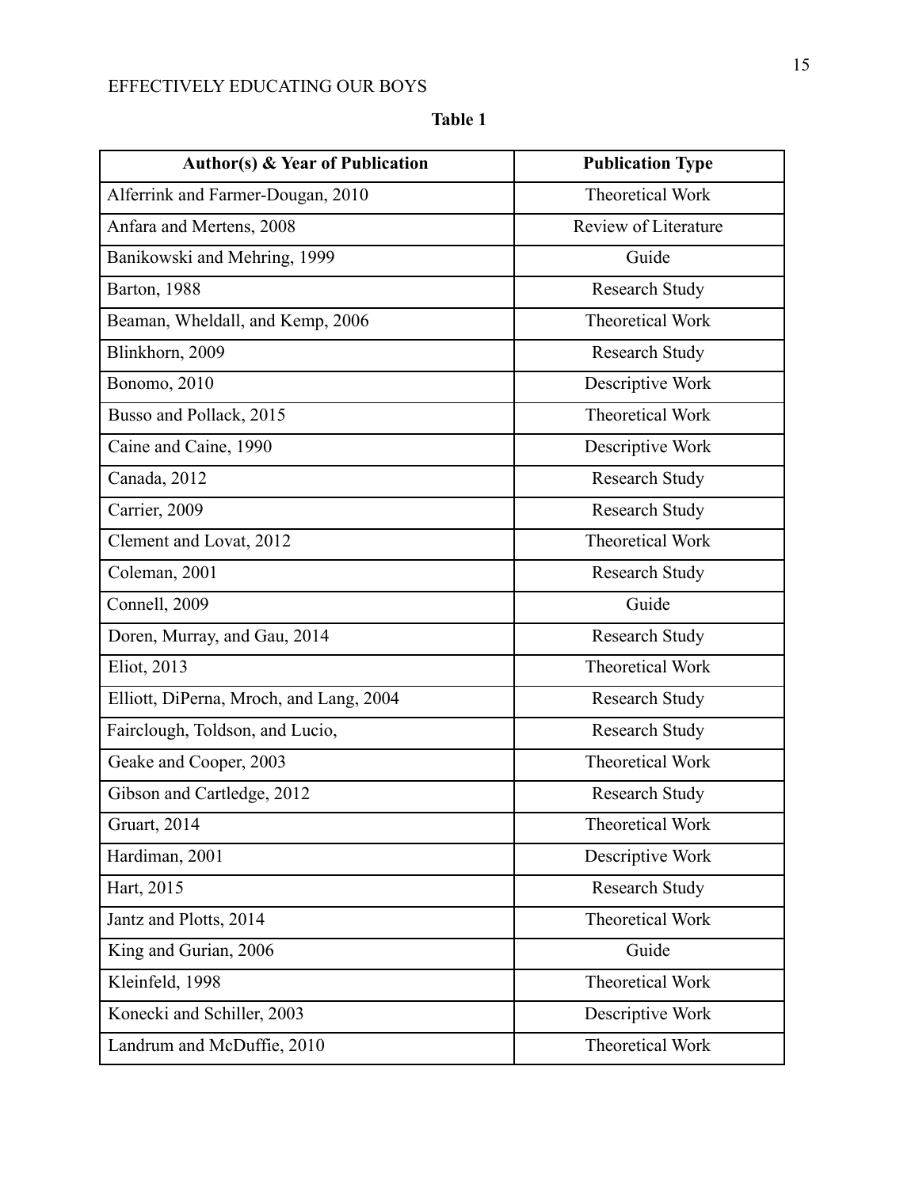**Table 1**

| Author(s) & Year of Publication | Publication Type |
| --- | --- |
| Alferrink and Farmer-Dougan, 2010 | Theoretical Work |
| Anfara and Mertens, 2008 | Review of Literature |
| Banikowski and Mehring, 1999 | Guide |
| Barton, 1988 | Research Study |
| Beaman, Wheldall, and Kemp, 2006 | Theoretical Work |
| Blinkhorn, 2009 | Research Study |
| Bonomo, 2010 | Descriptive Work |
| Busso and Pollack, 2015 | Theoretical Work |
| Caine and Caine, 1990 | Descriptive Work |
| Canada, 2012 | Research Study |
| Carrier, 2009 | Research Study |
| Clement and Lovat, 2012 | Theoretical Work |
| Coleman, 2001 | Research Study |
| Connell, 2009 | Guide |
| Doren, Murray, and Gau, 2014 | Research Study |
| Eliot, 2013 | Theoretical Work |
| Elliott, DiPerna, Mroch, and Lang, 2004 | Research Study |
| Fairclough, Toldson, and Lucio, | Research Study |
| Geake and Cooper, 2003 | Theoretical Work |
| Gibson and Cartledge, 2012 | Research Study |
| Gruart, 2014 | Theoretical Work |
| Hardiman, 2001 | Descriptive Work |
| Hart, 2015 | Research Study |
| Jantz and Plotts, 2014 | Theoretical Work |
| King and Gurian, 2006 | Guide |
| Kleinfeld, 1998 | Theoretical Work |
| Konecki and Schiller, 2003 | Descriptive Work |
| Landrum and McDuffie, 2010 | Theoretical Work |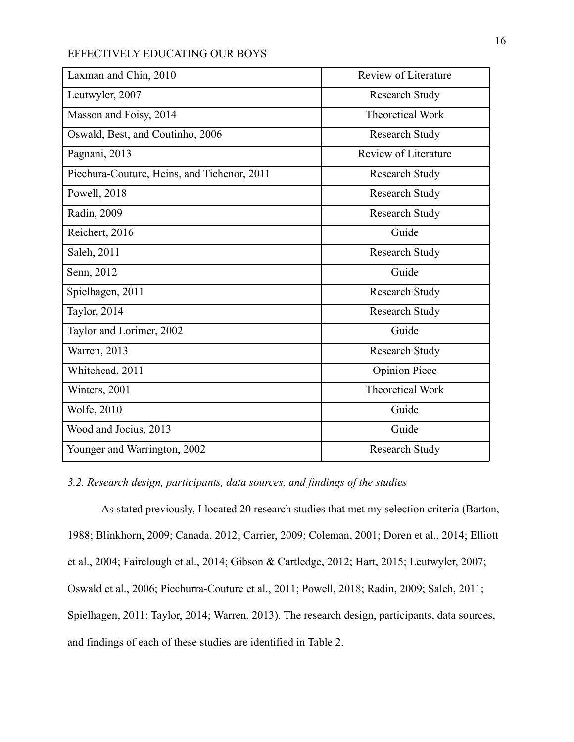| Laxman and Chin, 2010 | Review of Literature |
|---|---|
| Leutwyler, 2007 | Research Study |
| Masson and Foisy, 2014 | Theoretical Work |
| Oswald, Best, and Coutinho, 2006 | Research Study |
| Pagnani, 2013 | Review of Literature |
| Piechura-Couture, Heins, and Tichenor, 2011 | Research Study |
| Powell, 2018 | Research Study |
| Radin, 2009 | Research Study |
| Reichert, 2016 | Guide |
| Saleh, 2011 | Research Study |
| Senn, 2012 | Guide |
| Spielhagen, 2011 | Research Study |
| Taylor, 2014 | Research Study |
| Taylor and Lorimer, 2002 | Guide |
| Warren, 2013 | Research Study |
| Whitehead, 2011 | Opinion Piece |
| Winters, 2001 | Theoretical Work |
| Wolfe, 2010 | Guide |
| Wood and Jocius, 2013 | Guide |
| Younger and Warrington, 2002 | Research Study |

*3.2. Research design, participants, data sources, and findings of the studies*

As stated previously, I located 20 research studies that met my selection criteria (Barton, 1988; Blinkhorn, 2009; Canada, 2012; Carrier, 2009; Coleman, 2001; Doren et al., 2014; Elliott et al., 2004; Fairclough et al., 2014; Gibson & Cartledge, 2012; Hart, 2015; Leutwyler, 2007; Oswald et al., 2006; Piechurra-Couture et al., 2011; Powell, 2018; Radin, 2009; Saleh, 2011; Spielhagen, 2011; Taylor, 2014; Warren, 2013). The research design, participants, data sources, and findings of each of these studies are identified in Table 2.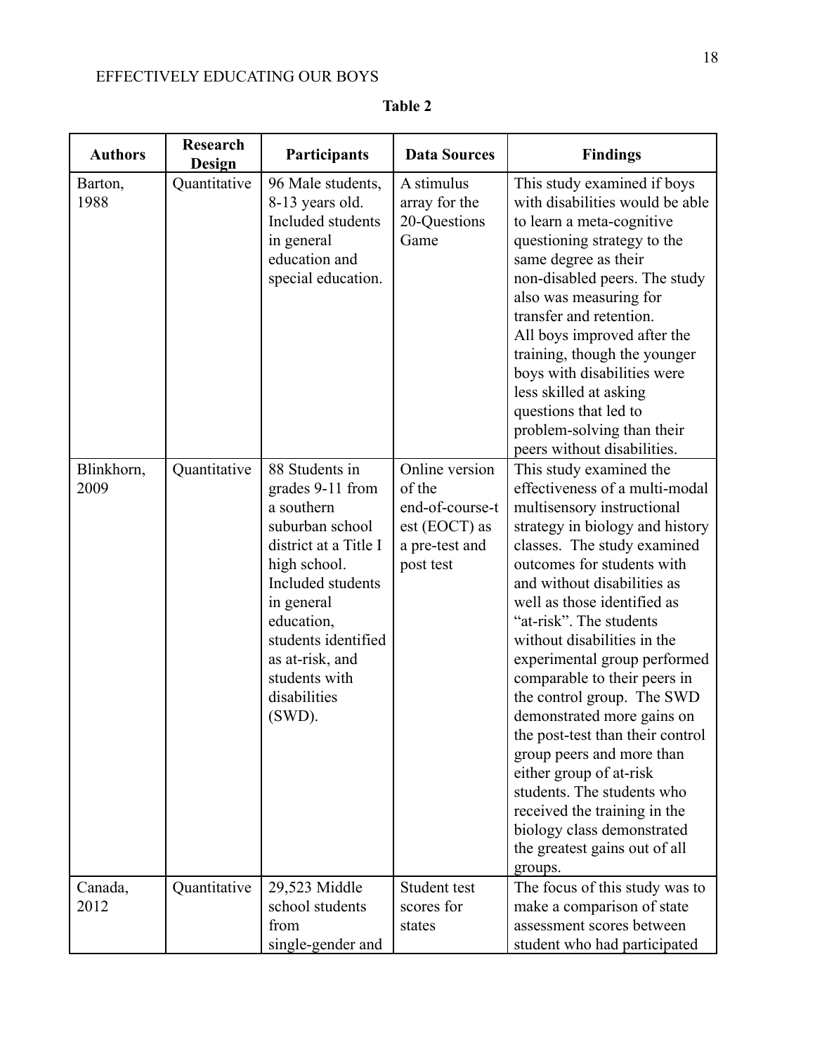**Table 2**

| Authors | Research Design | Participants | Data Sources | Findings |
|---|---|---|---|---|
| Barton, 1988 | Quantitative | 96 Male students, 8-13 years old. Included students in general education and special education. | A stimulus array for the 20-Questions Game | This study examined if boys with disabilities would be able to learn a meta-cognitive questioning strategy to the same degree as their non-disabled peers. The study also was measuring for transfer and retention. All boys improved after the training, though the younger boys with disabilities were less skilled at asking questions that led to problem-solving than their peers without disabilities. |
| Blinkhorn, 2009 | Quantitative | 88 Students in grades 9-11 from a southern suburban school district at a Title I high school. Included students in general education, students identified as at-risk, and students with disabilities (SWD). | Online version of the end-of-course-test (EOCT) as a pre-test and post test | This study examined the effectiveness of a multi-modal multisensory instructional strategy in biology and history classes. The study examined outcomes for students with and without disabilities as well as those identified as "at-risk". The students without disabilities in the experimental group performed comparable to their peers in the control group. The SWD demonstrated more gains on the post-test than their control group peers and more than either group of at-risk students. The students who received the training in the biology class demonstrated the greatest gains out of all groups. |
| Canada, 2012 | Quantitative | 29,523 Middle school students from single-gender and | Student test scores for states | The focus of this study was to make a comparison of state assessment scores between student who had participated |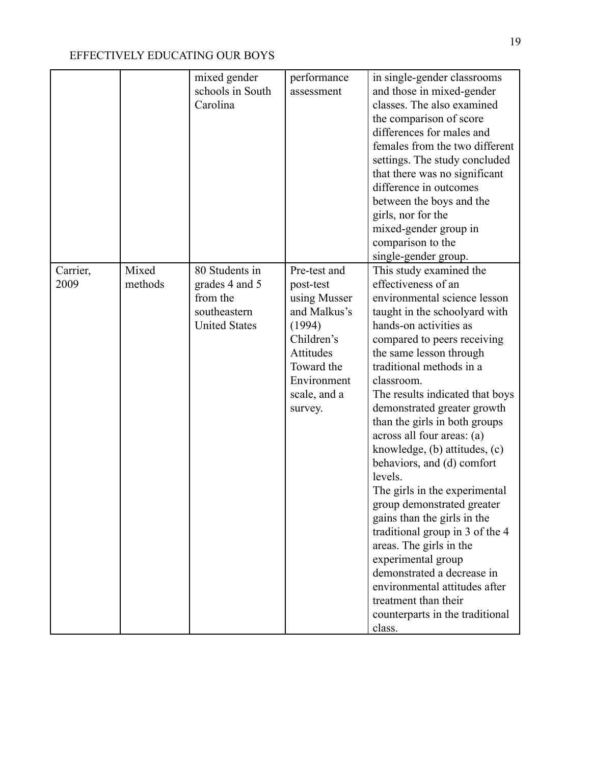| | | | | |
|---|---|---|---|---|
| | | mixed gender schools in South Carolina | performance assessment | in single-gender classrooms and those in mixed-gender classes. The also examined the comparison of score differences for males and females from the two different settings. The study concluded that there was no significant difference in outcomes between the boys and the girls, nor for the mixed-gender group in comparison to the single-gender group. |
| Carrier, 2009 | Mixed methods | 80 Students in grades 4 and 5 from the southeastern United States | Pre-test and post-test using Musser and Malkus's (1994) Children's Attitudes Toward the Environment scale, and a survey. | This study examined the effectiveness of an environmental science lesson taught in the schoolyard with hands-on activities as compared to peers receiving the same lesson through traditional methods in a classroom.<br>The results indicated that boys demonstrated greater growth than the girls in both groups across all four areas: (a) knowledge, (b) attitudes, (c) behaviors, and (d) comfort levels.<br>The girls in the experimental group demonstrated greater gains than the girls in the traditional group in 3 of the 4 areas. The girls in the experimental group demonstrated a decrease in environmental attitudes after treatment than their counterparts in the traditional class. |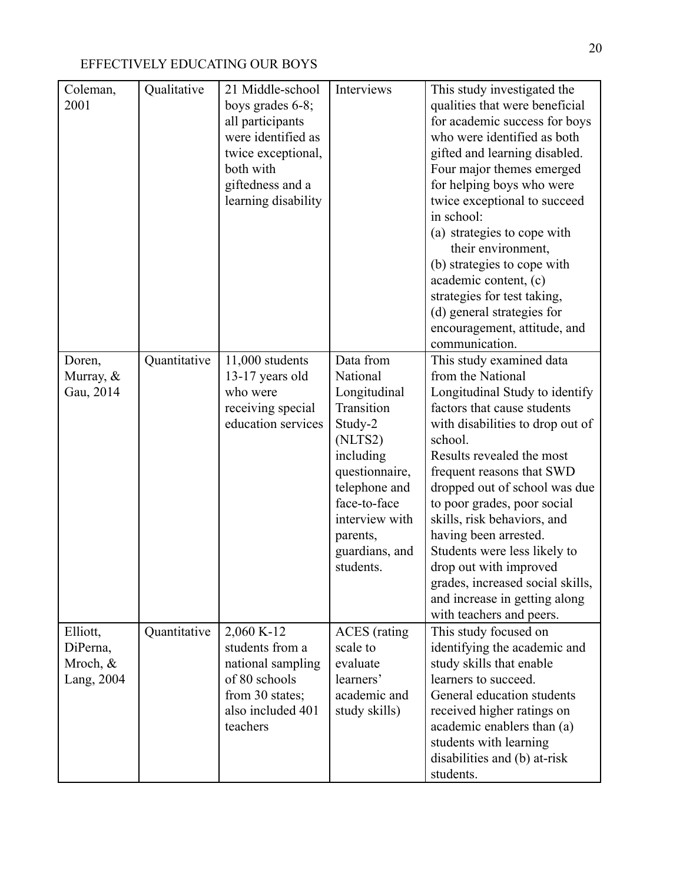| | | | | |
|---|---|---|---|---|
| Coleman, 2001 | Qualitative | 21 Middle-school boys grades 6-8; all participants were identified as twice exceptional, both with giftedness and a learning disability | Interviews | This study investigated the qualities that were beneficial for academic success for boys who were identified as both gifted and learning disabled. Four major themes emerged for helping boys who were twice exceptional to succeed in school: (a) strategies to cope with their environment, (b) strategies to cope with academic content, (c) strategies for test taking, (d) general strategies for encouragement, attitude, and communication. |
| Doren, Murray, & Gau, 2014 | Quantitative | 11,000 students 13-17 years old who were receiving special education services | Data from National Longitudinal Transition Study-2 (NLTS2) including questionnaire, telephone and face-to-face interview with parents, guardians, and students. | This study examined data from the National Longitudinal Study to identify factors that cause students with disabilities to drop out of school. Results revealed the most frequent reasons that SWD dropped out of school was due to poor grades, poor social skills, risk behaviors, and having been arrested. Students were less likely to drop out with improved grades, increased social skills, and increase in getting along with teachers and peers. |
| Elliott, DiPerna, Mroch, & Lang, 2004 | Quantitative | 2,060 K-12 students from a national sampling of 80 schools from 30 states; also included 401 teachers | ACES (rating scale to evaluate learners' academic and study skills) | This study focused on identifying the academic and study skills that enable learners to succeed. General education students received higher ratings on academic enablers than (a) students with learning disabilities and (b) at-risk students. |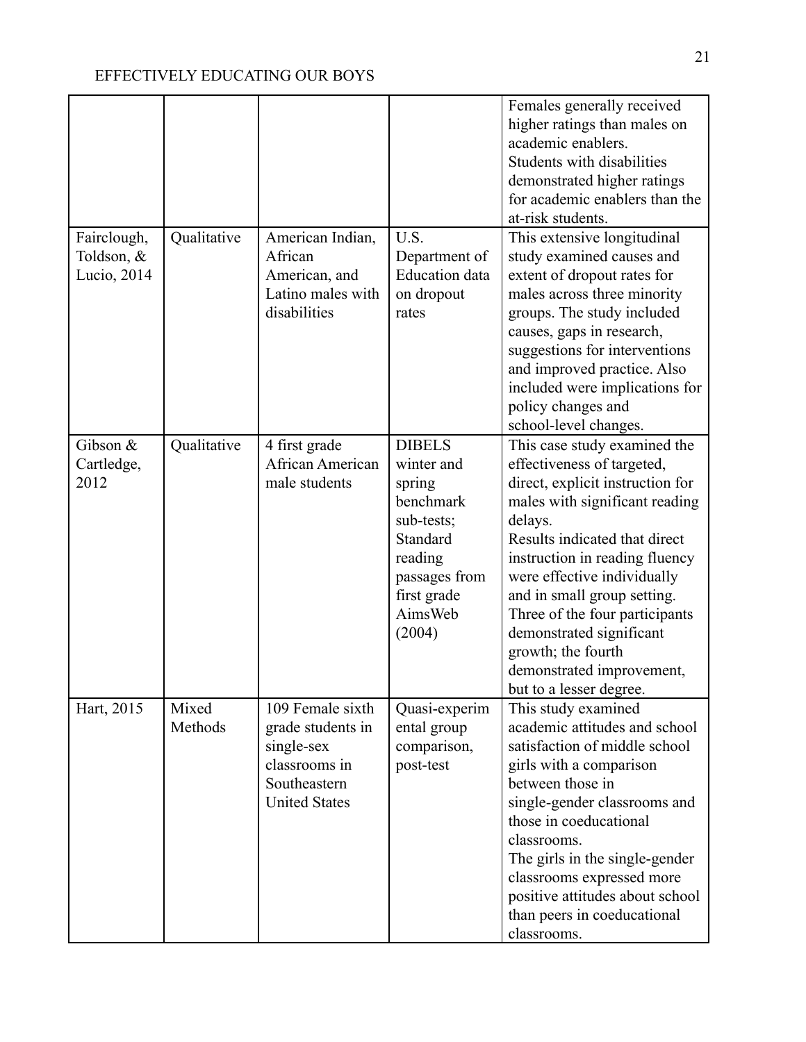| | | | | |
|---|---|---|---|---|
| | | | | Females generally received higher ratings than males on academic enablers.<br>Students with disabilities demonstrated higher ratings for academic enablers than the at-risk students. |
| Fairclough, Toldson, & Lucio, 2014 | Qualitative | American Indian, African American, and Latino males with disabilities | U.S. Department of Education data on dropout rates | This extensive longitudinal study examined causes and extent of dropout rates for males across three minority groups. The study included causes, gaps in research, suggestions for interventions and improved practice. Also included were implications for policy changes and school-level changes. |
| Gibson & Cartledge, 2012 | Qualitative | 4 first grade African American male students | DIBELS winter and spring benchmark sub-tests; Standard reading passages from first grade AimsWeb (2004) | This case study examined the effectiveness of targeted, direct, explicit instruction for males with significant reading delays.<br>Results indicated that direct instruction in reading fluency were effective individually and in small group setting. Three of the four participants demonstrated significant growth; the fourth demonstrated improvement, but to a lesser degree. |
| Hart, 2015 | Mixed Methods | 109 Female sixth grade students in single-sex classrooms in Southeastern United States | Quasi-experimental group comparison, post-test | This study examined academic attitudes and school satisfaction of middle school girls with a comparison between those in single-gender classrooms and those in coeducational classrooms.<br>The girls in the single-gender classrooms expressed more positive attitudes about school than peers in coeducational classrooms. |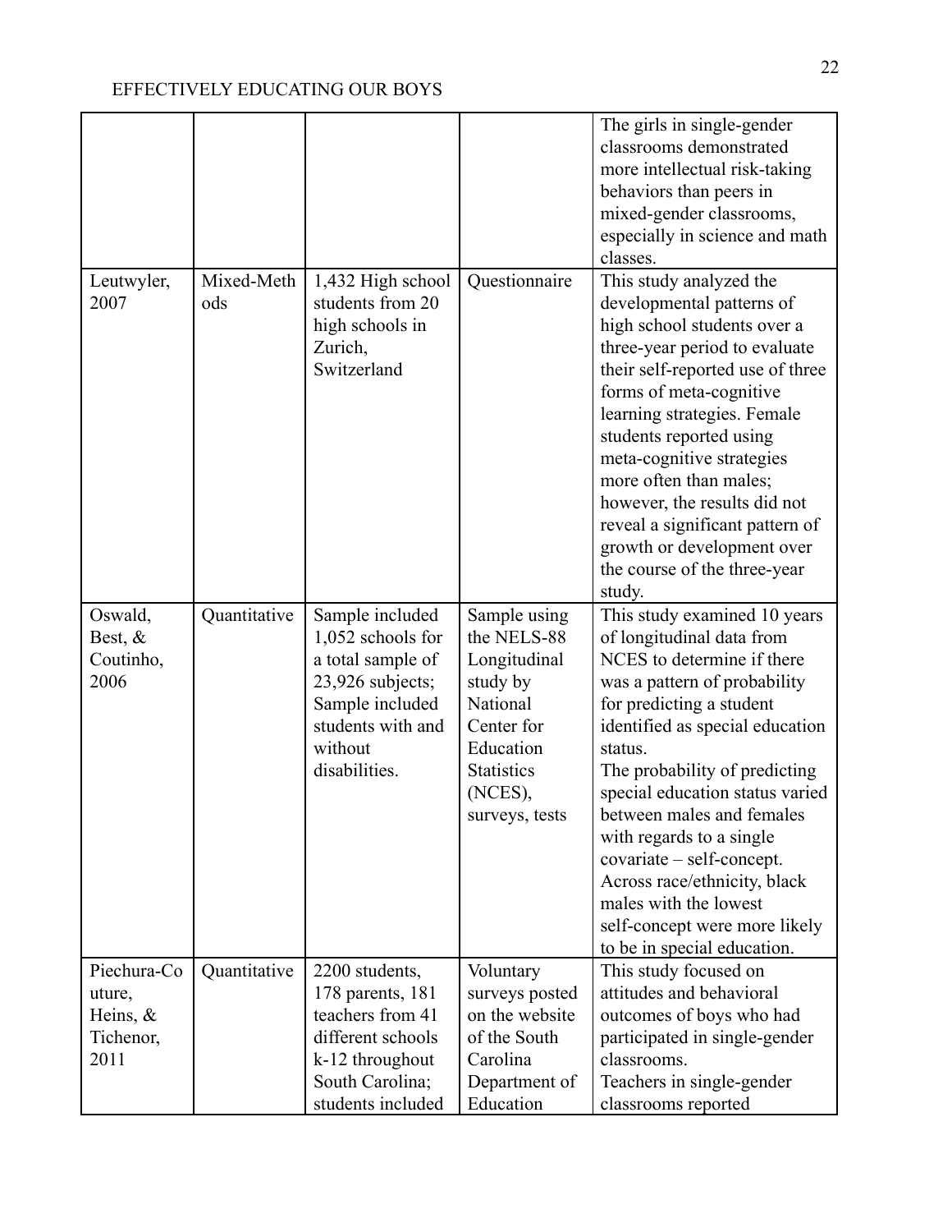| | | | | |
|---|---|---|---|---|
| | | | | The girls in single-gender classrooms demonstrated more intellectual risk-taking behaviors than peers in mixed-gender classrooms, especially in science and math classes. |
| Leutwyler, 2007 | Mixed-Methods | 1,432 High school students from 20 high schools in Zurich, Switzerland | Questionnaire | This study analyzed the developmental patterns of high school students over a three-year period to evaluate their self-reported use of three forms of meta-cognitive learning strategies. Female students reported using meta-cognitive strategies more often than males; however, the results did not reveal a significant pattern of growth or development over the course of the three-year study. |
| Oswald, Best, & Coutinho, 2006 | Quantitative | Sample included 1,052 schools for a total sample of 23,926 subjects; Sample included students with and without disabilities. | Sample using the NELS-88 Longitudinal study by National Center for Education Statistics (NCES), surveys, tests | This study examined 10 years of longitudinal data from NCES to determine if there was a pattern of probability for predicting a student identified as special education status. The probability of predicting special education status varied between males and females with regards to a single covariate – self-concept. Across race/ethnicity, black males with the lowest self-concept were more likely to be in special education. |
| Piechura-Couture, Heins, & Tichenor, 2011 | Quantitative | 2200 students, 178 parents, 181 teachers from 41 different schools k-12 throughout South Carolina; students included | Voluntary surveys posted on the website of the South Carolina Department of Education | This study focused on attitudes and behavioral outcomes of boys who had participated in single-gender classrooms. Teachers in single-gender classrooms reported |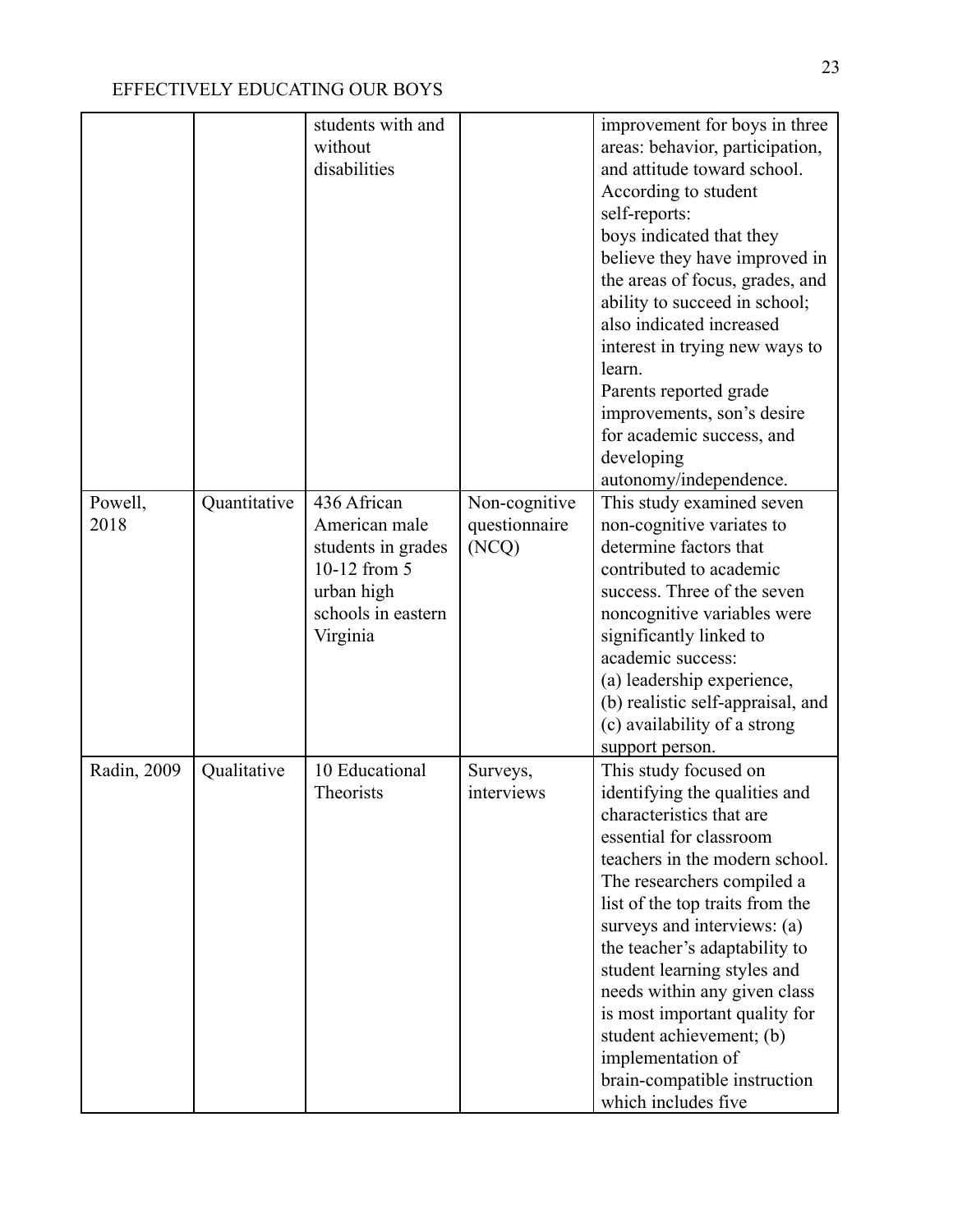| | | | | |
|---|---|---|---|---|
| | | students with and without disabilities | | improvement for boys in three areas: behavior, participation, and attitude toward school. According to student self-reports: boys indicated that they believe they have improved in the areas of focus, grades, and ability to succeed in school; also indicated increased interest in trying new ways to learn. Parents reported grade improvements, son's desire for academic success, and developing autonomy/independence. |
| Powell, 2018 | Quantitative | 436 African American male students in grades 10-12 from 5 urban high schools in eastern Virginia | Non-cognitive questionnaire (NCQ) | This study examined seven non-cognitive variates to determine factors that contributed to academic success. Three of the seven noncognitive variables were significantly linked to academic success: (a) leadership experience, (b) realistic self-appraisal, and (c) availability of a strong support person. |
| Radin, 2009 | Qualitative | 10 Educational Theorists | Surveys, interviews | This study focused on identifying the qualities and characteristics that are essential for classroom teachers in the modern school. The researchers compiled a list of the top traits from the surveys and interviews: (a) the teacher's adaptability to student learning styles and needs within any given class is most important quality for student achievement; (b) implementation of brain-compatible instruction which includes five |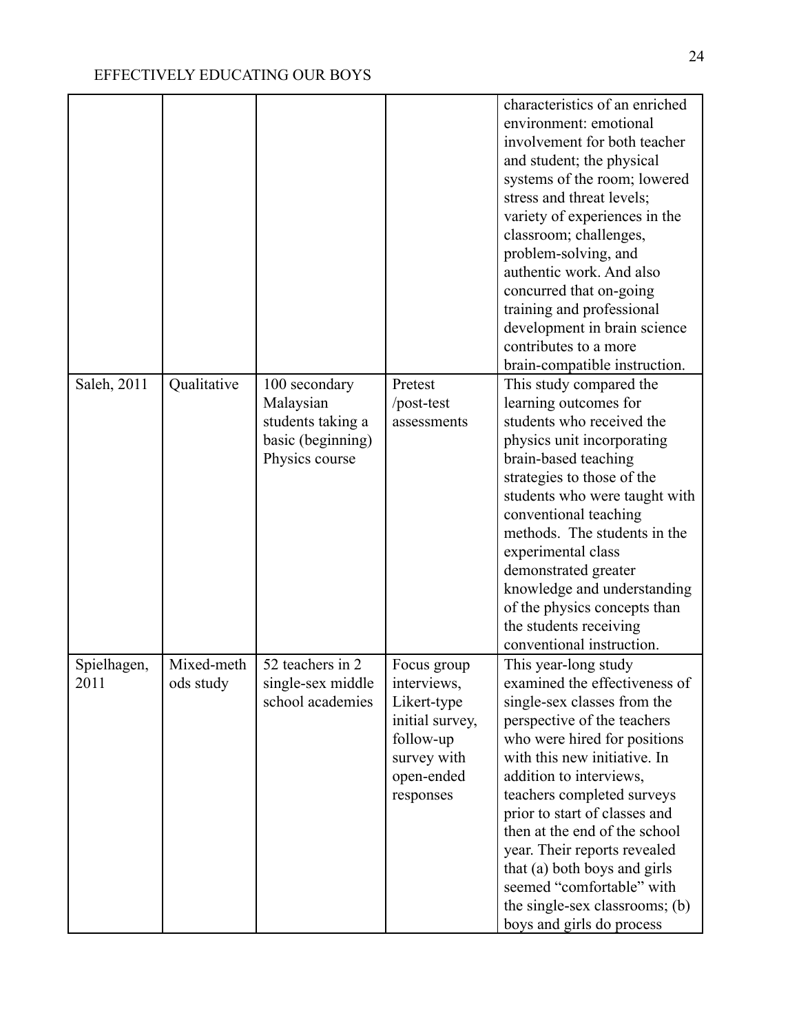| | | | | |
|---|---|---|---|---|
| | | | | characteristics of an enriched environment: emotional involvement for both teacher and student; the physical systems of the room; lowered stress and threat levels; variety of experiences in the classroom; challenges, problem-solving, and authentic work. And also concurred that on-going training and professional development in brain science contributes to a more brain-compatible instruction. |
| Saleh, 2011 | Qualitative | 100 secondary Malaysian students taking a basic (beginning) Physics course | Pretest /post-test assessments | This study compared the learning outcomes for students who received the physics unit incorporating brain-based teaching strategies to those of the students who were taught with conventional teaching methods. The students in the experimental class demonstrated greater knowledge and understanding of the physics concepts than the students receiving conventional instruction. |
| Spielhagen, 2011 | Mixed-methods study | 52 teachers in 2 single-sex middle school academies | Focus group interviews, Likert-type initial survey, follow-up survey with open-ended responses | This year-long study examined the effectiveness of single-sex classes from the perspective of the teachers who were hired for positions with this new initiative. In addition to interviews, teachers completed surveys prior to start of classes and then at the end of the school year. Their reports revealed that (a) both boys and girls seemed "comfortable" with the single-sex classrooms; (b) boys and girls do process |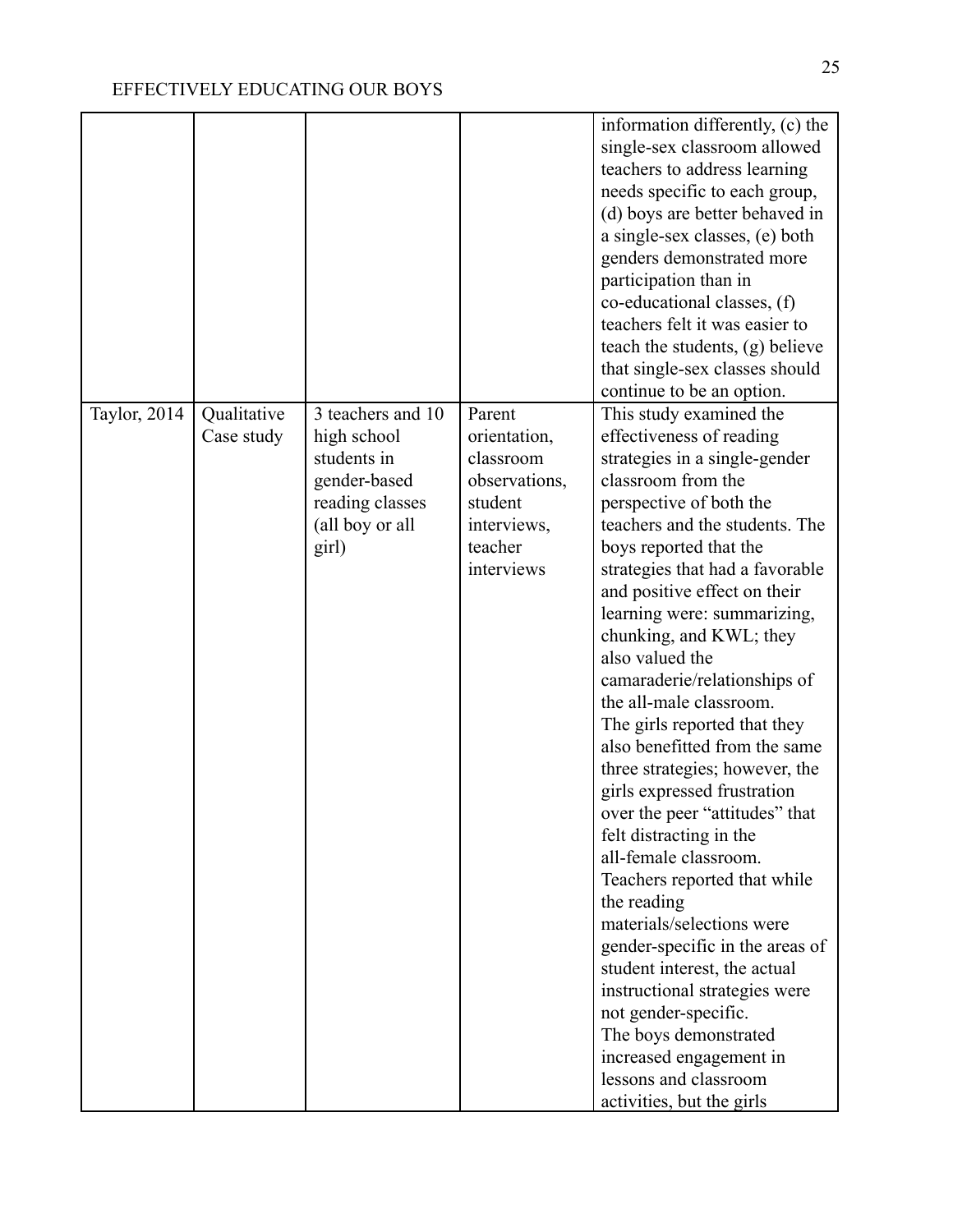| | | | | |
|---|---|---|---|---|
| | | | | information differently, (c) the single-sex classroom allowed teachers to address learning needs specific to each group, (d) boys are better behaved in a single-sex classes, (e) both genders demonstrated more participation than in co-educational classes, (f) teachers felt it was easier to teach the students, (g) believe that single-sex classes should continue to be an option. |
| Taylor, 2014 | Qualitative Case study | 3 teachers and 10 high school students in gender-based reading classes (all boy or all girl) | Parent orientation, classroom observations, student interviews, teacher interviews | This study examined the effectiveness of reading strategies in a single-gender classroom from the perspective of both the teachers and the students. The boys reported that the strategies that had a favorable and positive effect on their learning were: summarizing, chunking, and KWL; they also valued the camaraderie/relationships of the all-male classroom. The girls reported that they also benefitted from the same three strategies; however, the girls expressed frustration over the peer "attitudes" that felt distracting in the all-female classroom. Teachers reported that while the reading materials/selections were gender-specific in the areas of student interest, the actual instructional strategies were not gender-specific. The boys demonstrated increased engagement in lessons and classroom activities, but the girls |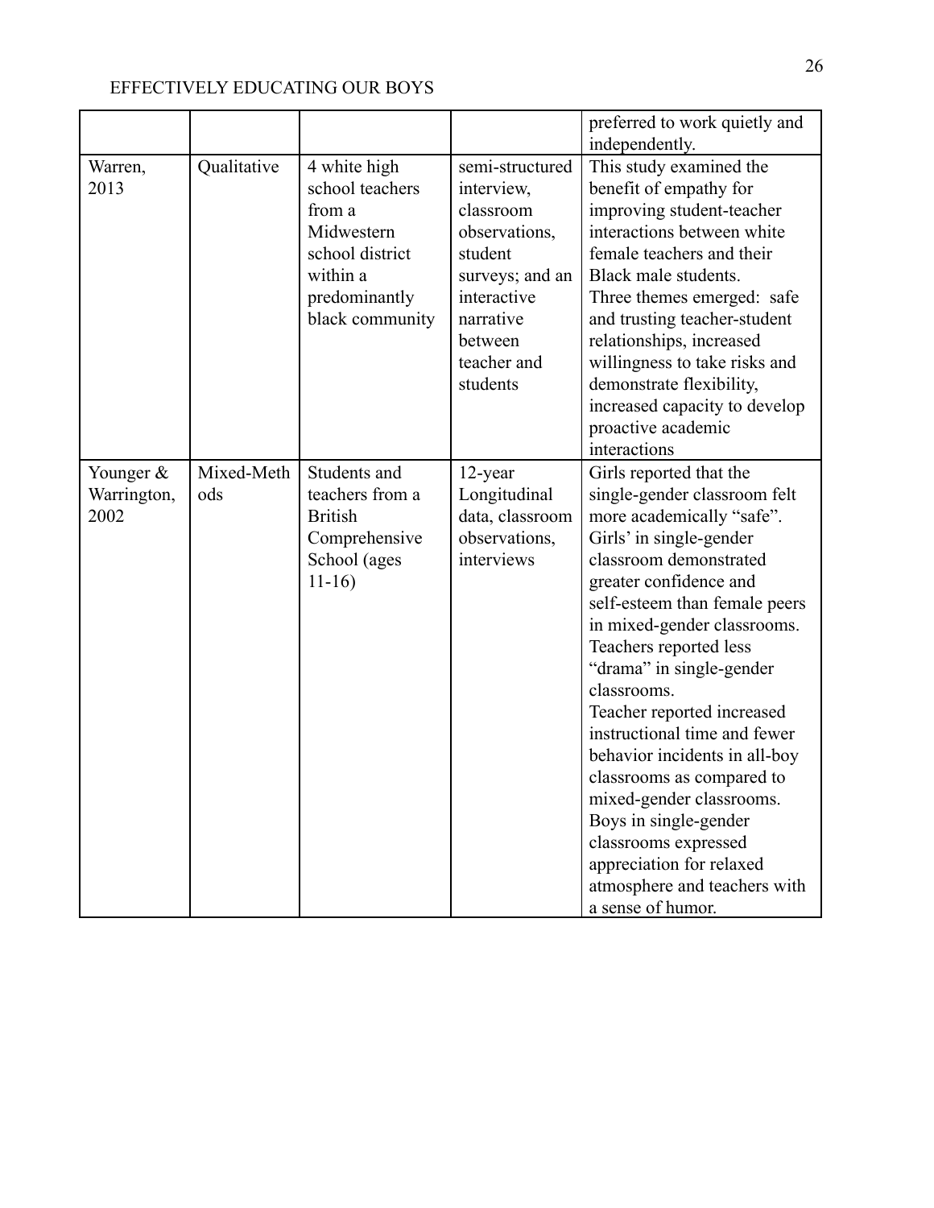| | | | | preferred to work quietly and independently. |
|---|---|---|---|---|
| Warren, 2013 | Qualitative | 4 white high school teachers from a Midwestern school district within a predominantly black community | semi-structured interview, classroom observations, student surveys; and an interactive narrative between teacher and students | This study examined the benefit of empathy for improving student-teacher interactions between white female teachers and their Black male students. Three themes emerged: safe and trusting teacher-student relationships, increased willingness to take risks and demonstrate flexibility, increased capacity to develop proactive academic interactions |
| Younger & Warrington, 2002 | Mixed-Methods | Students and teachers from a British Comprehensive School (ages 11-16) | 12-year Longitudinal data, classroom observations, interviews | Girls reported that the single-gender classroom felt more academically "safe". Girls' in single-gender classroom demonstrated greater confidence and self-esteem than female peers in mixed-gender classrooms. Teachers reported less "drama" in single-gender classrooms. Teacher reported increased instructional time and fewer behavior incidents in all-boy classrooms as compared to mixed-gender classrooms. Boys in single-gender classrooms expressed appreciation for relaxed atmosphere and teachers with a sense of humor. |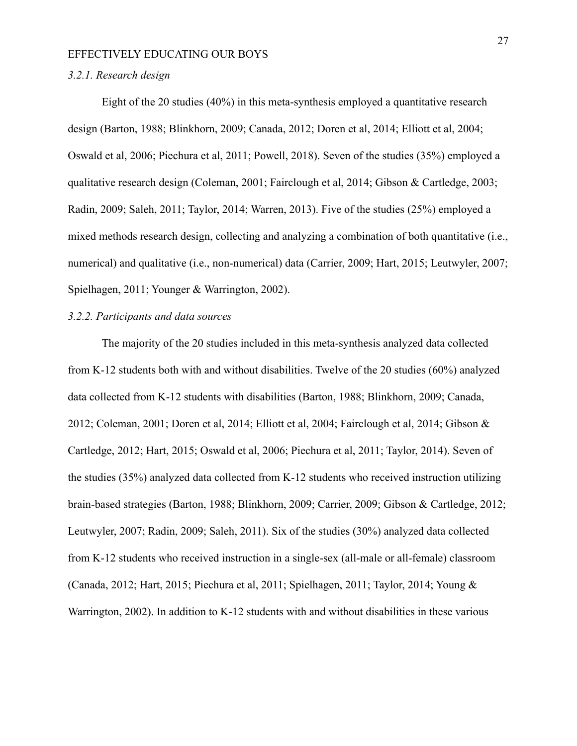*3.2.1. Research design*

Eight of the 20 studies (40%) in this meta-synthesis employed a quantitative research design (Barton, 1988; Blinkhorn, 2009; Canada, 2012; Doren et al, 2014; Elliott et al, 2004; Oswald et al, 2006; Piechura et al, 2011; Powell, 2018). Seven of the studies (35%) employed a qualitative research design (Coleman, 2001; Fairclough et al, 2014; Gibson & Cartledge, 2003; Radin, 2009; Saleh, 2011; Taylor, 2014; Warren, 2013). Five of the studies (25%) employed a mixed methods research design, collecting and analyzing a combination of both quantitative (i.e., numerical) and qualitative (i.e., non-numerical) data (Carrier, 2009; Hart, 2015; Leutwyler, 2007; Spielhagen, 2011; Younger & Warrington, 2002).

*3.2.2. Participants and data sources*

The majority of the 20 studies included in this meta-synthesis analyzed data collected from K-12 students both with and without disabilities. Twelve of the 20 studies (60%) analyzed data collected from K-12 students with disabilities (Barton, 1988; Blinkhorn, 2009; Canada, 2012; Coleman, 2001; Doren et al, 2014; Elliott et al, 2004; Fairclough et al, 2014; Gibson & Cartledge, 2012; Hart, 2015; Oswald et al, 2006; Piechura et al, 2011; Taylor, 2014). Seven of the studies (35%) analyzed data collected from K-12 students who received instruction utilizing brain-based strategies (Barton, 1988; Blinkhorn, 2009; Carrier, 2009; Gibson & Cartledge, 2012; Leutwyler, 2007; Radin, 2009; Saleh, 2011). Six of the studies (30%) analyzed data collected from K-12 students who received instruction in a single-sex (all-male or all-female) classroom (Canada, 2012; Hart, 2015; Piechura et al, 2011; Spielhagen, 2011; Taylor, 2014; Young & Warrington, 2002). In addition to K-12 students with and without disabilities in these various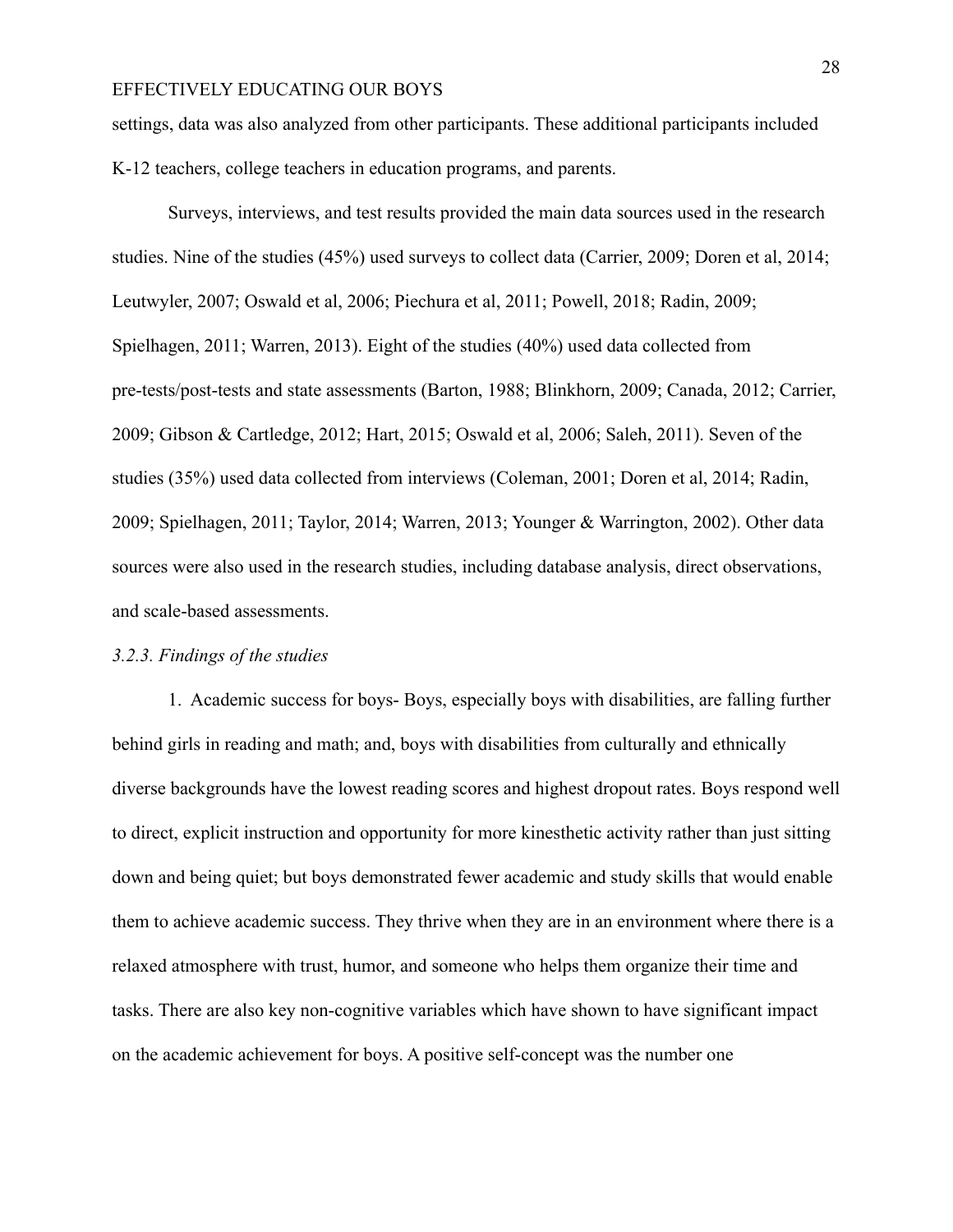settings, data was also analyzed from other participants. These additional participants included K-12 teachers, college teachers in education programs, and parents.

Surveys, interviews, and test results provided the main data sources used in the research studies. Nine of the studies (45%) used surveys to collect data (Carrier, 2009; Doren et al, 2014; Leutwyler, 2007; Oswald et al, 2006; Piechura et al, 2011; Powell, 2018; Radin, 2009; Spielhagen, 2011; Warren, 2013). Eight of the studies (40%) used data collected from pre-tests/post-tests and state assessments (Barton, 1988; Blinkhorn, 2009; Canada, 2012; Carrier, 2009; Gibson & Cartledge, 2012; Hart, 2015; Oswald et al, 2006; Saleh, 2011). Seven of the studies (35%) used data collected from interviews (Coleman, 2001; Doren et al, 2014; Radin, 2009; Spielhagen, 2011; Taylor, 2014; Warren, 2013; Younger & Warrington, 2002). Other data sources were also used in the research studies, including database analysis, direct observations, and scale-based assessments.

*3.2.3. Findings of the studies*

1. Academic success for boys- Boys, especially boys with disabilities, are falling further behind girls in reading and math; and, boys with disabilities from culturally and ethnically diverse backgrounds have the lowest reading scores and highest dropout rates. Boys respond well to direct, explicit instruction and opportunity for more kinesthetic activity rather than just sitting down and being quiet; but boys demonstrated fewer academic and study skills that would enable them to achieve academic success. They thrive when they are in an environment where there is a relaxed atmosphere with trust, humor, and someone who helps them organize their time and tasks. There are also key non-cognitive variables which have shown to have significant impact on the academic achievement for boys. A positive self-concept was the number one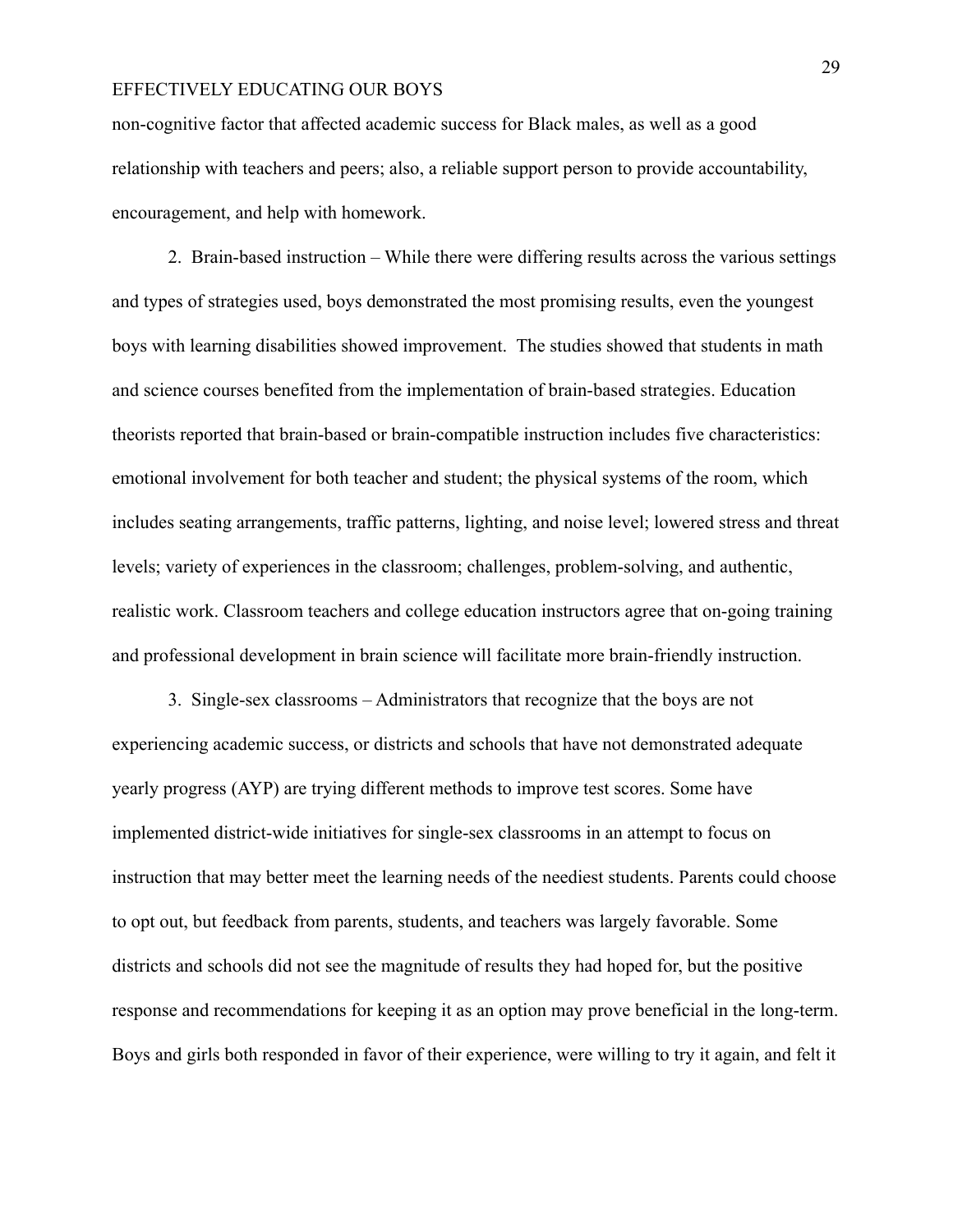non-cognitive factor that affected academic success for Black males, as well as a good relationship with teachers and peers; also, a reliable support person to provide accountability, encouragement, and help with homework.

2. Brain-based instruction – While there were differing results across the various settings and types of strategies used, boys demonstrated the most promising results, even the youngest boys with learning disabilities showed improvement. The studies showed that students in math and science courses benefited from the implementation of brain-based strategies. Education theorists reported that brain-based or brain-compatible instruction includes five characteristics: emotional involvement for both teacher and student; the physical systems of the room, which includes seating arrangements, traffic patterns, lighting, and noise level; lowered stress and threat levels; variety of experiences in the classroom; challenges, problem-solving, and authentic, realistic work. Classroom teachers and college education instructors agree that on-going training and professional development in brain science will facilitate more brain-friendly instruction.

3. Single-sex classrooms – Administrators that recognize that the boys are not experiencing academic success, or districts and schools that have not demonstrated adequate yearly progress (AYP) are trying different methods to improve test scores. Some have implemented district-wide initiatives for single-sex classrooms in an attempt to focus on instruction that may better meet the learning needs of the neediest students. Parents could choose to opt out, but feedback from parents, students, and teachers was largely favorable. Some districts and schools did not see the magnitude of results they had hoped for, but the positive response and recommendations for keeping it as an option may prove beneficial in the long-term. Boys and girls both responded in favor of their experience, were willing to try it again, and felt it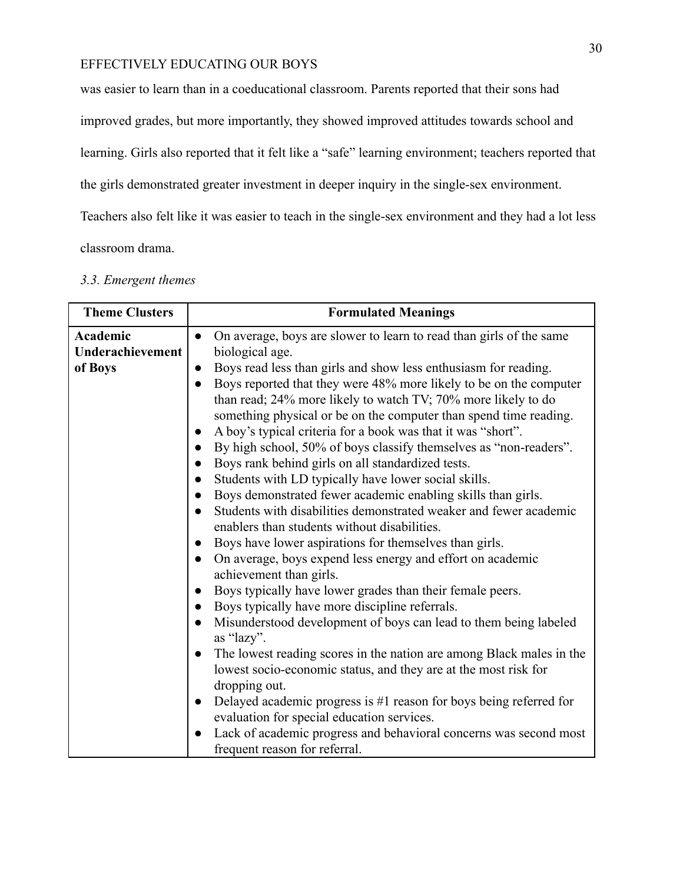was easier to learn than in a coeducational classroom. Parents reported that their sons had improved grades, but more importantly, they showed improved attitudes towards school and learning. Girls also reported that it felt like a "safe" learning environment; teachers reported that the girls demonstrated greater investment in deeper inquiry in the single-sex environment. Teachers also felt like it was easier to teach in the single-sex environment and they had a lot less classroom drama.

*3.3. Emergent themes*

| Theme Clusters | Formulated Meanings |
|---|---|
| **Academic Underachievement of Boys** | • On average, boys are slower to learn to read than girls of the same biological age.<br>• Boys read less than girls and show less enthusiasm for reading.<br>• Boys reported that they were 48% more likely to be on the computer than read; 24% more likely to watch TV; 70% more likely to do something physical or be on the computer than spend time reading.<br>• A boy's typical criteria for a book was that it was "short".<br>• By high school, 50% of boys classify themselves as "non-readers".<br>• Boys rank behind girls on all standardized tests.<br>• Students with LD typically have lower social skills.<br>• Boys demonstrated fewer academic enabling skills than girls.<br>• Students with disabilities demonstrated weaker and fewer academic enablers than students without disabilities.<br>• Boys have lower aspirations for themselves than girls.<br>• On average, boys expend less energy and effort on academic achievement than girls.<br>• Boys typically have lower grades than their female peers.<br>• Boys typically have more discipline referrals.<br>• Misunderstood development of boys can lead to them being labeled as "lazy".<br>• The lowest reading scores in the nation are among Black males in the lowest socio-economic status, and they are at the most risk for dropping out.<br>• Delayed academic progress is #1 reason for boys being referred for evaluation for special education services.<br>• Lack of academic progress and behavioral concerns was second most frequent reason for referral. |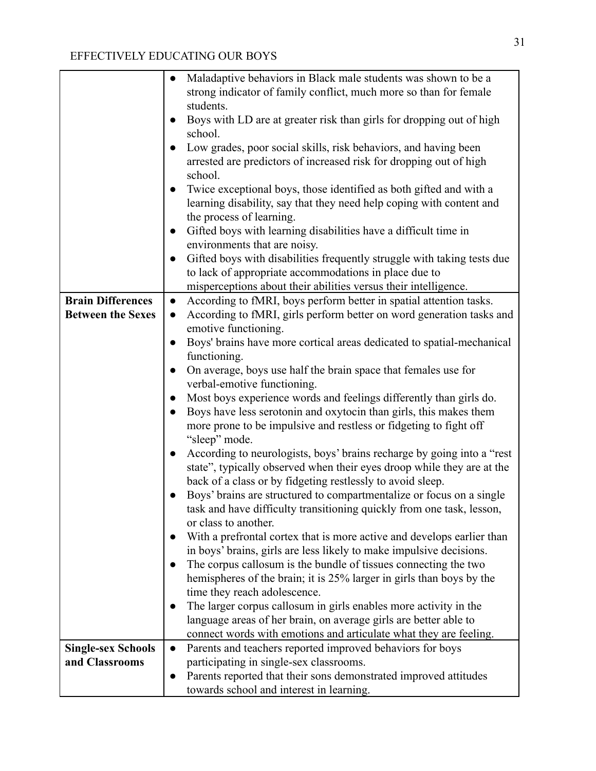| | |
|---|---|
| | • Maladaptive behaviors in Black male students was shown to be a strong indicator of family conflict, much more so than for female students.<br>• Boys with LD are at greater risk than girls for dropping out of high school.<br>• Low grades, poor social skills, risk behaviors, and having been arrested are predictors of increased risk for dropping out of high school.<br>• Twice exceptional boys, those identified as both gifted and with a learning disability, say that they need help coping with content and the process of learning.<br>• Gifted boys with learning disabilities have a difficult time in environments that are noisy.<br>• Gifted boys with disabilities frequently struggle with taking tests due to lack of appropriate accommodations in place due to misperceptions about their abilities versus their intelligence. |
| **Brain Differences Between the Sexes** | • According to fMRI, boys perform better in spatial attention tasks.<br>• According to fMRI, girls perform better on word generation tasks and emotive functioning.<br>• Boys' brains have more cortical areas dedicated to spatial-mechanical functioning.<br>• On average, boys use half the brain space that females use for verbal-emotive functioning.<br>• Most boys experience words and feelings differently than girls do.<br>• Boys have less serotonin and oxytocin than girls, this makes them more prone to be impulsive and restless or fidgeting to fight off "sleep" mode.<br>• According to neurologists, boys' brains recharge by going into a "rest state", typically observed when their eyes droop while they are at the back of a class or by fidgeting restlessly to avoid sleep.<br>• Boys' brains are structured to compartmentalize or focus on a single task and have difficulty transitioning quickly from one task, lesson, or class to another.<br>• With a prefrontal cortex that is more active and develops earlier than in boys' brains, girls are less likely to make impulsive decisions.<br>• The corpus callosum is the bundle of tissues connecting the two hemispheres of the brain; it is 25% larger in girls than boys by the time they reach adolescence.<br>• The larger corpus callosum in girls enables more activity in the language areas of her brain, on average girls are better able to connect words with emotions and articulate what they are feeling. |
| **Single-sex Schools and Classrooms** | • Parents and teachers reported improved behaviors for boys participating in single-sex classrooms.<br>• Parents reported that their sons demonstrated improved attitudes towards school and interest in learning. |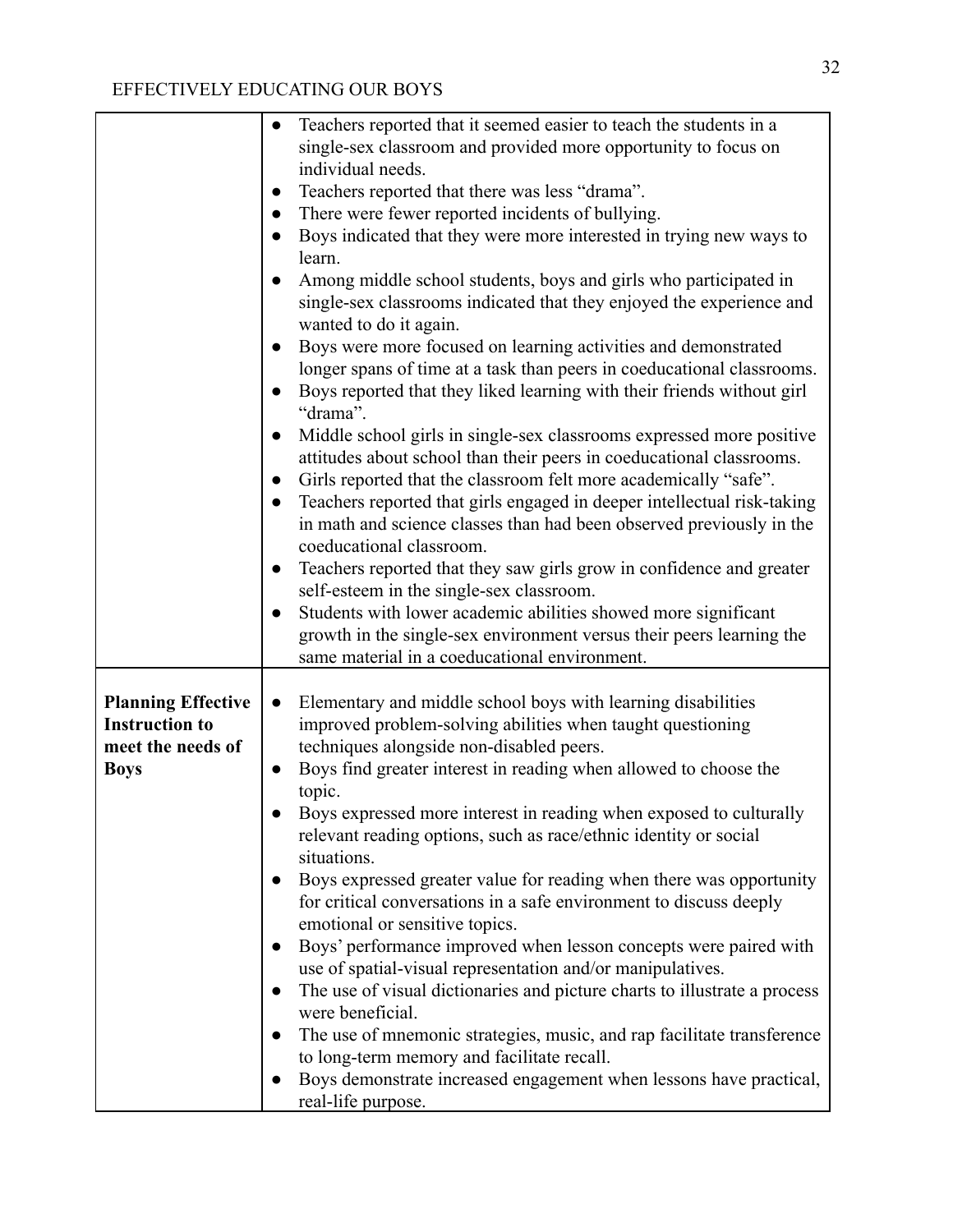| | |
|---|---|
| | • Teachers reported that it seemed easier to teach the students in a single-sex classroom and provided more opportunity to focus on individual needs.<br>• Teachers reported that there was less "drama".<br>• There were fewer reported incidents of bullying.<br>• Boys indicated that they were more interested in trying new ways to learn.<br>• Among middle school students, boys and girls who participated in single-sex classrooms indicated that they enjoyed the experience and wanted to do it again.<br>• Boys were more focused on learning activities and demonstrated longer spans of time at a task than peers in coeducational classrooms.<br>• Boys reported that they liked learning with their friends without girl "drama".<br>• Middle school girls in single-sex classrooms expressed more positive attitudes about school than their peers in coeducational classrooms.<br>• Girls reported that the classroom felt more academically "safe".<br>• Teachers reported that girls engaged in deeper intellectual risk-taking in math and science classes than had been observed previously in the coeducational classroom.<br>• Teachers reported that they saw girls grow in confidence and greater self-esteem in the single-sex classroom.<br>• Students with lower academic abilities showed more significant growth in the single-sex environment versus their peers learning the same material in a coeducational environment. |
| **Planning Effective Instruction to meet the needs of Boys** | • Elementary and middle school boys with learning disabilities improved problem-solving abilities when taught questioning techniques alongside non-disabled peers.<br>• Boys find greater interest in reading when allowed to choose the topic.<br>• Boys expressed more interest in reading when exposed to culturally relevant reading options, such as race/ethnic identity or social situations.<br>• Boys expressed greater value for reading when there was opportunity for critical conversations in a safe environment to discuss deeply emotional or sensitive topics.<br>• Boys' performance improved when lesson concepts were paired with use of spatial-visual representation and/or manipulatives.<br>• The use of visual dictionaries and picture charts to illustrate a process were beneficial.<br>• The use of mnemonic strategies, music, and rap facilitate transference to long-term memory and facilitate recall.<br>• Boys demonstrate increased engagement when lessons have practical, real-life purpose. |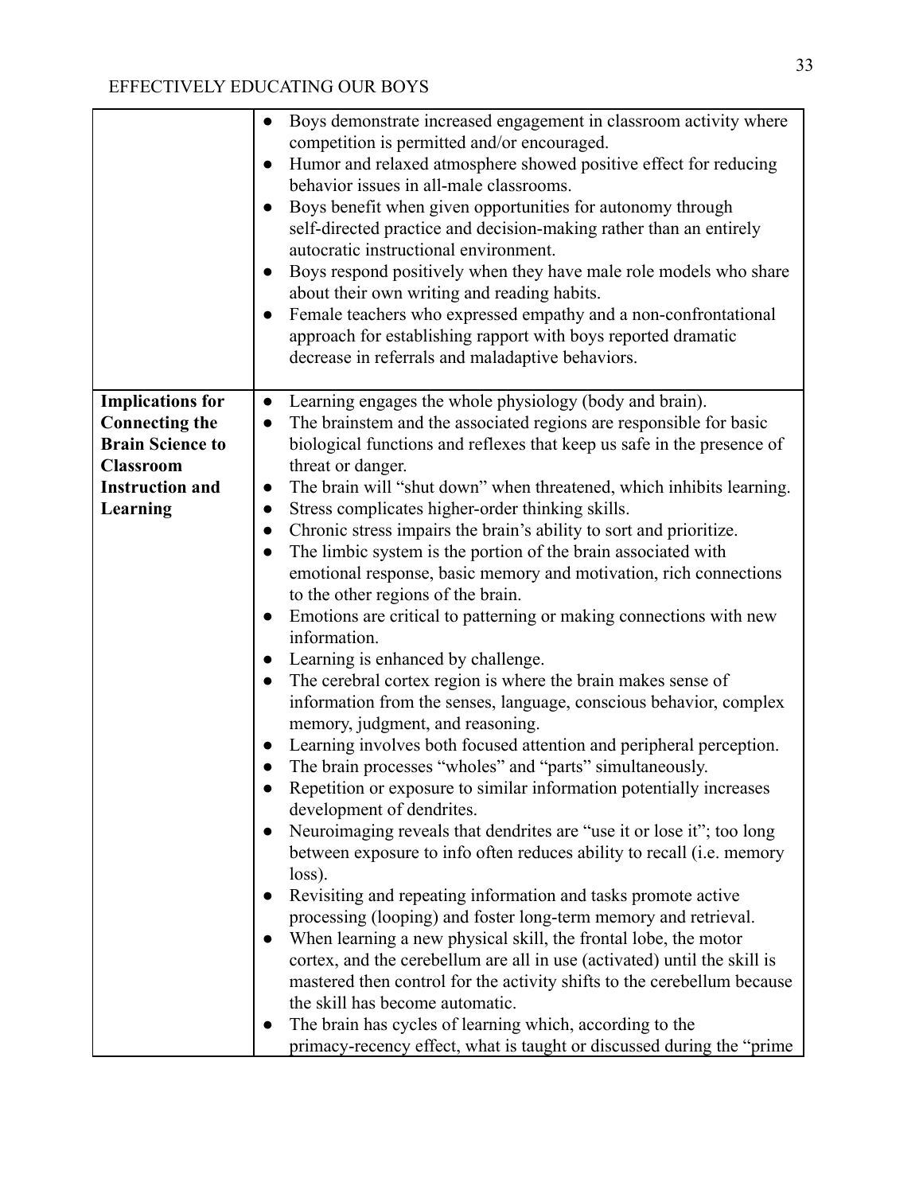| | |
|---|---|
| | • Boys demonstrate increased engagement in classroom activity where competition is permitted and/or encouraged.<br>• Humor and relaxed atmosphere showed positive effect for reducing behavior issues in all-male classrooms.<br>• Boys benefit when given opportunities for autonomy through self-directed practice and decision-making rather than an entirely autocratic instructional environment.<br>• Boys respond positively when they have male role models who share about their own writing and reading habits.<br>• Female teachers who expressed empathy and a non-confrontational approach for establishing rapport with boys reported dramatic decrease in referrals and maladaptive behaviors. |
| **Implications for Connecting the Brain Science to Classroom Instruction and Learning** | • Learning engages the whole physiology (body and brain).<br>• The brainstem and the associated regions are responsible for basic biological functions and reflexes that keep us safe in the presence of threat or danger.<br>• The brain will "shut down" when threatened, which inhibits learning.<br>• Stress complicates higher-order thinking skills.<br>• Chronic stress impairs the brain's ability to sort and prioritize.<br>• The limbic system is the portion of the brain associated with emotional response, basic memory and motivation, rich connections to the other regions of the brain.<br>• Emotions are critical to patterning or making connections with new information.<br>• Learning is enhanced by challenge.<br>• The cerebral cortex region is where the brain makes sense of information from the senses, language, conscious behavior, complex memory, judgment, and reasoning.<br>• Learning involves both focused attention and peripheral perception.<br>• The brain processes "wholes" and "parts" simultaneously.<br>• Repetition or exposure to similar information potentially increases development of dendrites.<br>• Neuroimaging reveals that dendrites are "use it or lose it"; too long between exposure to info often reduces ability to recall (i.e. memory loss).<br>• Revisiting and repeating information and tasks promote active processing (looping) and foster long-term memory and retrieval.<br>• When learning a new physical skill, the frontal lobe, the motor cortex, and the cerebellum are all in use (activated) until the skill is mastered then control for the activity shifts to the cerebellum because the skill has become automatic.<br>• The brain has cycles of learning which, according to the primacy-recency effect, what is taught or discussed during the "prime |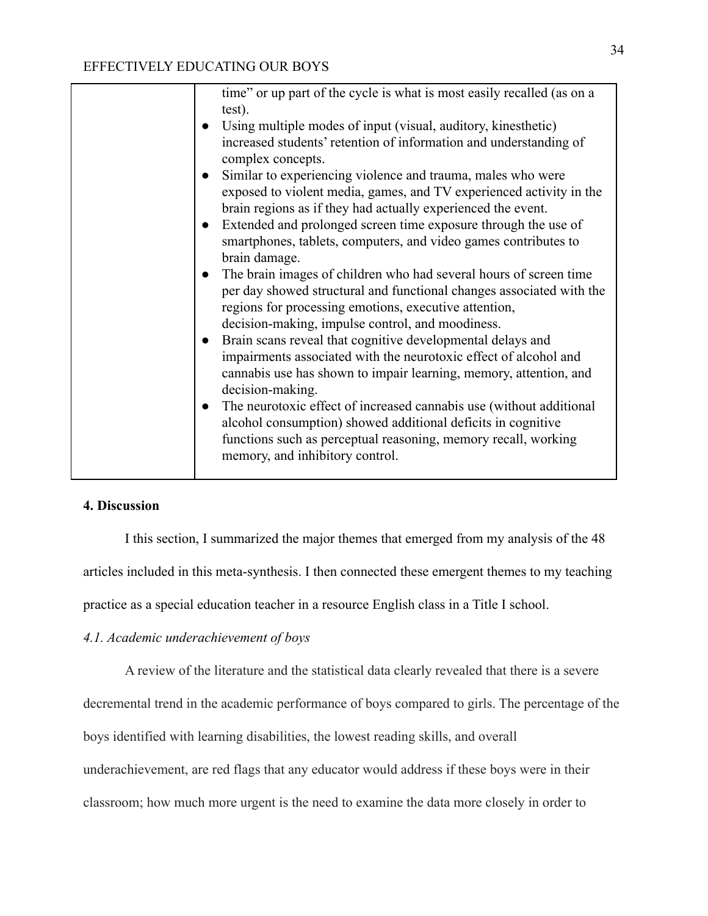| | |
|---|---|
| | time" or up part of the cycle is what is most easily recalled (as on a test).<br>● Using multiple modes of input (visual, auditory, kinesthetic) increased students' retention of information and understanding of complex concepts.<br>● Similar to experiencing violence and trauma, males who were exposed to violent media, games, and TV experienced activity in the brain regions as if they had actually experienced the event.<br>● Extended and prolonged screen time exposure through the use of smartphones, tablets, computers, and video games contributes to brain damage.<br>● The brain images of children who had several hours of screen time per day showed structural and functional changes associated with the regions for processing emotions, executive attention, decision-making, impulse control, and moodiness.<br>● Brain scans reveal that cognitive developmental delays and impairments associated with the neurotoxic effect of alcohol and cannabis use has shown to impair learning, memory, attention, and decision-making.<br>● The neurotoxic effect of increased cannabis use (without additional alcohol consumption) showed additional deficits in cognitive functions such as perceptual reasoning, memory recall, working memory, and inhibitory control. |

## 4. Discussion

I this section, I summarized the major themes that emerged from my analysis of the 48 articles included in this meta-synthesis. I then connected these emergent themes to my teaching practice as a special education teacher in a resource English class in a Title I school.

### *4.1. Academic underachievement of boys*

A review of the literature and the statistical data clearly revealed that there is a severe decremental trend in the academic performance of boys compared to girls. The percentage of the boys identified with learning disabilities, the lowest reading skills, and overall underachievement, are red flags that any educator would address if these boys were in their classroom; how much more urgent is the need to examine the data more closely in order to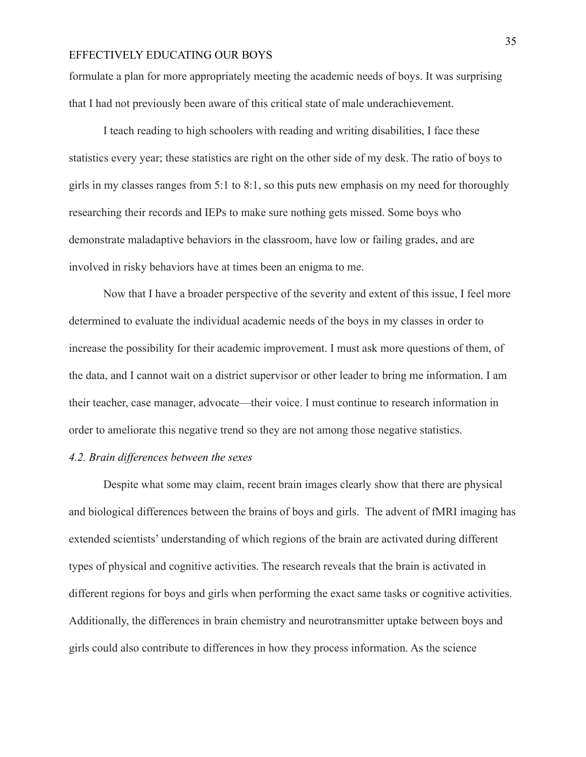formulate a plan for more appropriately meeting the academic needs of boys. It was surprising that I had not previously been aware of this critical state of male underachievement.

I teach reading to high schoolers with reading and writing disabilities, I face these statistics every year; these statistics are right on the other side of my desk. The ratio of boys to girls in my classes ranges from 5:1 to 8:1, so this puts new emphasis on my need for thoroughly researching their records and IEPs to make sure nothing gets missed. Some boys who demonstrate maladaptive behaviors in the classroom, have low or failing grades, and are involved in risky behaviors have at times been an enigma to me.

Now that I have a broader perspective of the severity and extent of this issue, I feel more determined to evaluate the individual academic needs of the boys in my classes in order to increase the possibility for their academic improvement. I must ask more questions of them, of the data, and I cannot wait on a district supervisor or other leader to bring me information. I am their teacher, case manager, advocate—their voice. I must continue to research information in order to ameliorate this negative trend so they are not among those negative statistics.

### *4.2. Brain differences between the sexes*

Despite what some may claim, recent brain images clearly show that there are physical and biological differences between the brains of boys and girls. The advent of fMRI imaging has extended scientists' understanding of which regions of the brain are activated during different types of physical and cognitive activities. The research reveals that the brain is activated in different regions for boys and girls when performing the exact same tasks or cognitive activities. Additionally, the differences in brain chemistry and neurotransmitter uptake between boys and girls could also contribute to differences in how they process information. As the science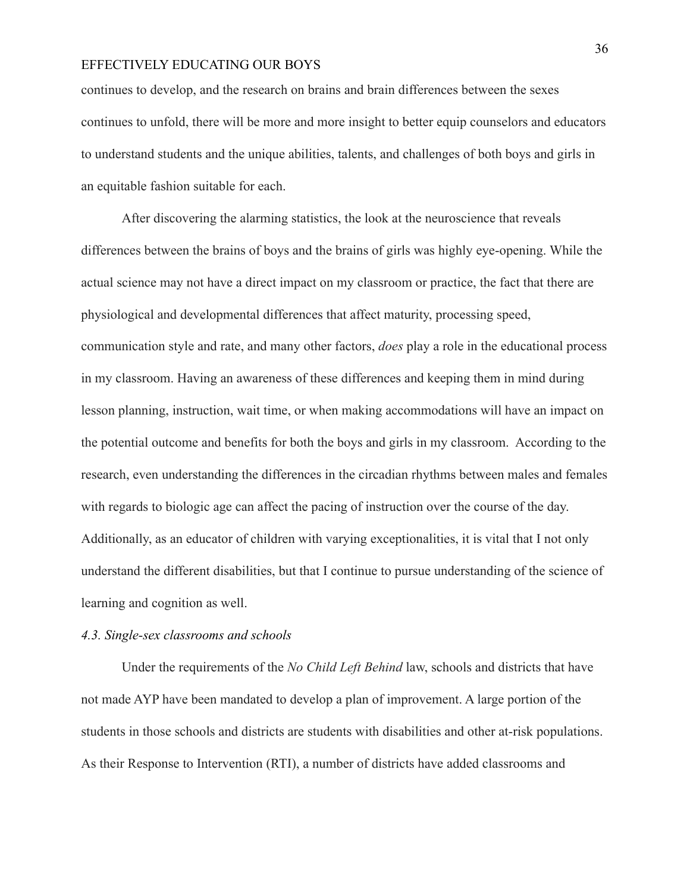continues to develop, and the research on brains and brain differences between the sexes continues to unfold, there will be more and more insight to better equip counselors and educators to understand students and the unique abilities, talents, and challenges of both boys and girls in an equitable fashion suitable for each.

After discovering the alarming statistics, the look at the neuroscience that reveals differences between the brains of boys and the brains of girls was highly eye-opening. While the actual science may not have a direct impact on my classroom or practice, the fact that there are physiological and developmental differences that affect maturity, processing speed, communication style and rate, and many other factors, *does* play a role in the educational process in my classroom. Having an awareness of these differences and keeping them in mind during lesson planning, instruction, wait time, or when making accommodations will have an impact on the potential outcome and benefits for both the boys and girls in my classroom. According to the research, even understanding the differences in the circadian rhythms between males and females with regards to biologic age can affect the pacing of instruction over the course of the day. Additionally, as an educator of children with varying exceptionalities, it is vital that I not only understand the different disabilities, but that I continue to pursue understanding of the science of learning and cognition as well.

### *4.3. Single-sex classrooms and schools*

Under the requirements of the *No Child Left Behind* law, schools and districts that have not made AYP have been mandated to develop a plan of improvement. A large portion of the students in those schools and districts are students with disabilities and other at-risk populations. As their Response to Intervention (RTI), a number of districts have added classrooms and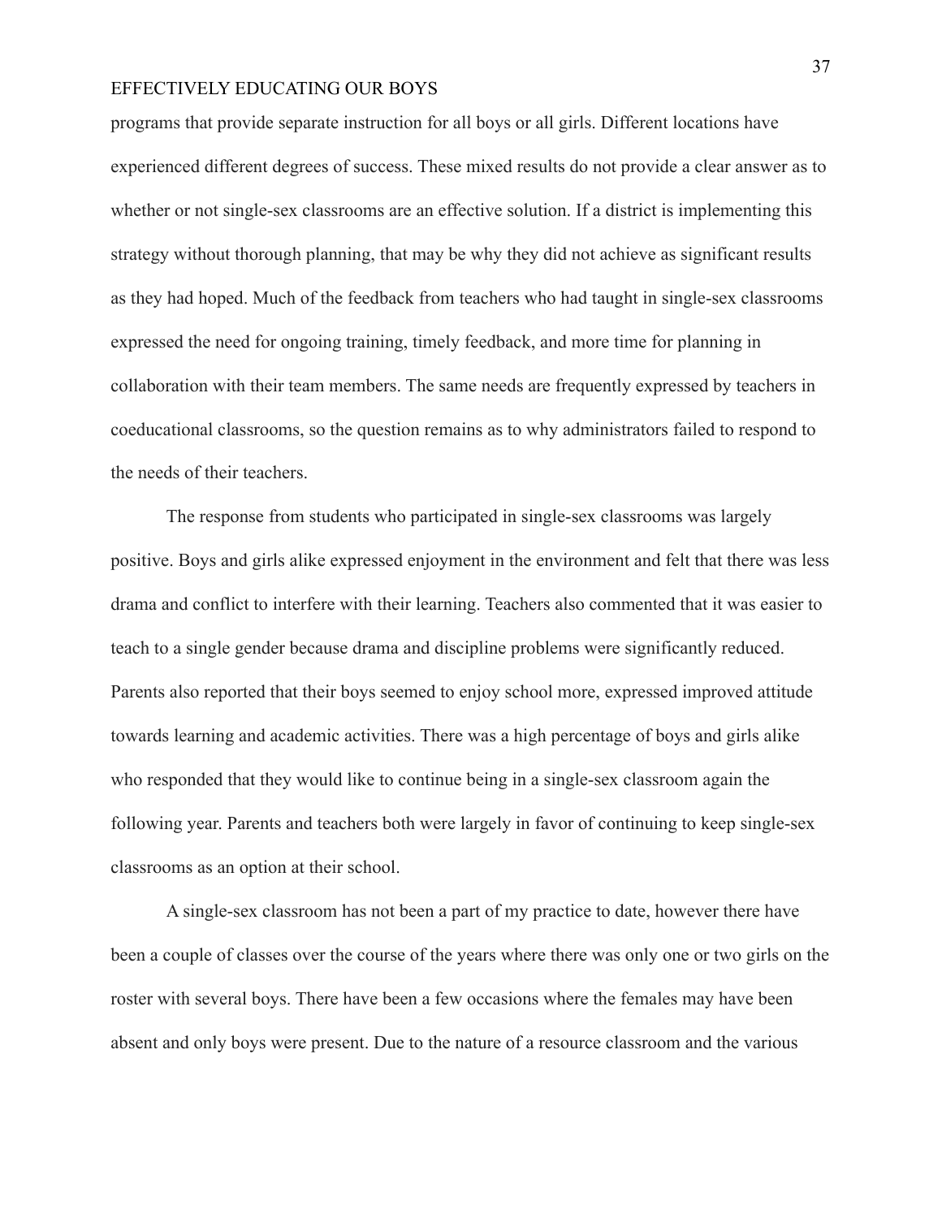programs that provide separate instruction for all boys or all girls. Different locations have experienced different degrees of success. These mixed results do not provide a clear answer as to whether or not single-sex classrooms are an effective solution. If a district is implementing this strategy without thorough planning, that may be why they did not achieve as significant results as they had hoped. Much of the feedback from teachers who had taught in single-sex classrooms expressed the need for ongoing training, timely feedback, and more time for planning in collaboration with their team members. The same needs are frequently expressed by teachers in coeducational classrooms, so the question remains as to why administrators failed to respond to the needs of their teachers.

The response from students who participated in single-sex classrooms was largely positive. Boys and girls alike expressed enjoyment in the environment and felt that there was less drama and conflict to interfere with their learning. Teachers also commented that it was easier to teach to a single gender because drama and discipline problems were significantly reduced. Parents also reported that their boys seemed to enjoy school more, expressed improved attitude towards learning and academic activities. There was a high percentage of boys and girls alike who responded that they would like to continue being in a single-sex classroom again the following year. Parents and teachers both were largely in favor of continuing to keep single-sex classrooms as an option at their school.

A single-sex classroom has not been a part of my practice to date, however there have been a couple of classes over the course of the years where there was only one or two girls on the roster with several boys. There have been a few occasions where the females may have been absent and only boys were present. Due to the nature of a resource classroom and the various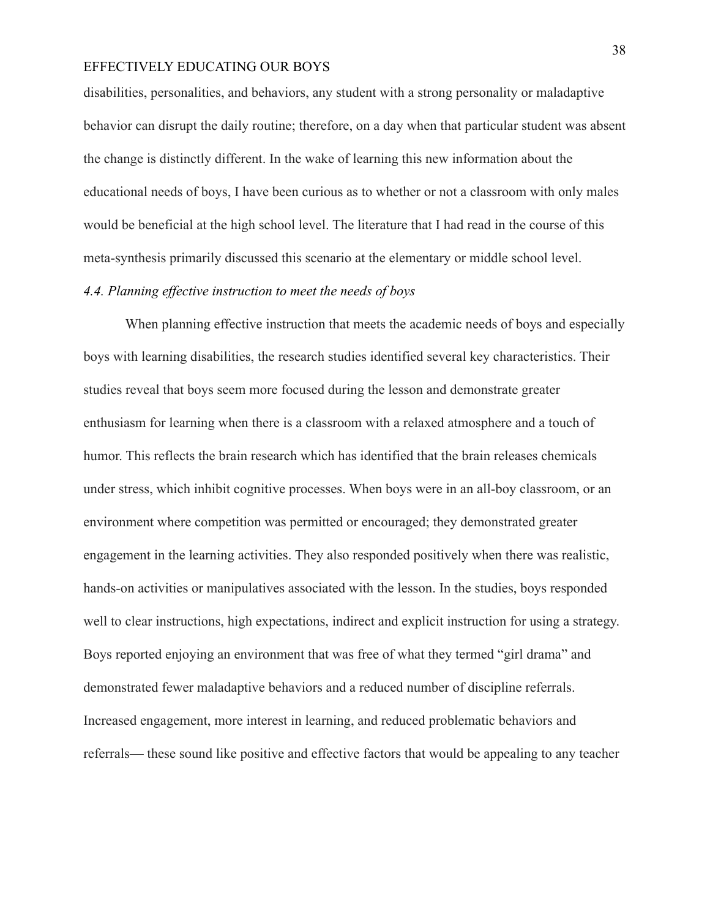disabilities, personalities, and behaviors, any student with a strong personality or maladaptive behavior can disrupt the daily routine; therefore, on a day when that particular student was absent the change is distinctly different. In the wake of learning this new information about the educational needs of boys, I have been curious as to whether or not a classroom with only males would be beneficial at the high school level. The literature that I had read in the course of this meta-synthesis primarily discussed this scenario at the elementary or middle school level.

### *4.4. Planning effective instruction to meet the needs of boys*

When planning effective instruction that meets the academic needs of boys and especially boys with learning disabilities, the research studies identified several key characteristics. Their studies reveal that boys seem more focused during the lesson and demonstrate greater enthusiasm for learning when there is a classroom with a relaxed atmosphere and a touch of humor. This reflects the brain research which has identified that the brain releases chemicals under stress, which inhibit cognitive processes. When boys were in an all-boy classroom, or an environment where competition was permitted or encouraged; they demonstrated greater engagement in the learning activities. They also responded positively when there was realistic, hands-on activities or manipulatives associated with the lesson. In the studies, boys responded well to clear instructions, high expectations, indirect and explicit instruction for using a strategy. Boys reported enjoying an environment that was free of what they termed "girl drama" and demonstrated fewer maladaptive behaviors and a reduced number of discipline referrals. Increased engagement, more interest in learning, and reduced problematic behaviors and referrals— these sound like positive and effective factors that would be appealing to any teacher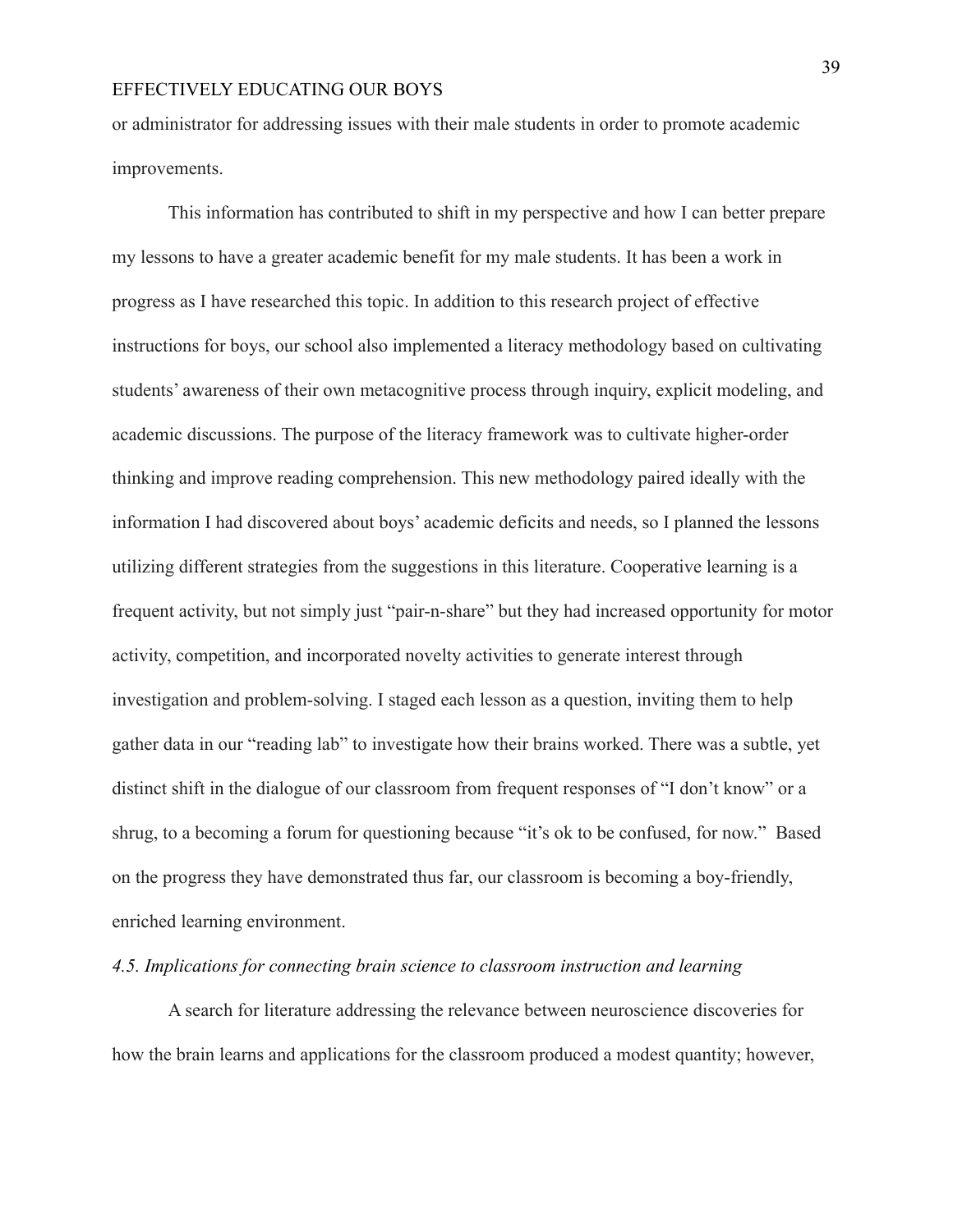or administrator for addressing issues with their male students in order to promote academic improvements.

This information has contributed to shift in my perspective and how I can better prepare my lessons to have a greater academic benefit for my male students. It has been a work in progress as I have researched this topic. In addition to this research project of effective instructions for boys, our school also implemented a literacy methodology based on cultivating students' awareness of their own metacognitive process through inquiry, explicit modeling, and academic discussions. The purpose of the literacy framework was to cultivate higher-order thinking and improve reading comprehension. This new methodology paired ideally with the information I had discovered about boys' academic deficits and needs, so I planned the lessons utilizing different strategies from the suggestions in this literature. Cooperative learning is a frequent activity, but not simply just "pair-n-share" but they had increased opportunity for motor activity, competition, and incorporated novelty activities to generate interest through investigation and problem-solving. I staged each lesson as a question, inviting them to help gather data in our "reading lab" to investigate how their brains worked. There was a subtle, yet distinct shift in the dialogue of our classroom from frequent responses of "I don't know" or a shrug, to a becoming a forum for questioning because "it's ok to be confused, for now." Based on the progress they have demonstrated thus far, our classroom is becoming a boy-friendly, enriched learning environment.

### *4.5. Implications for connecting brain science to classroom instruction and learning*

A search for literature addressing the relevance between neuroscience discoveries for how the brain learns and applications for the classroom produced a modest quantity; however,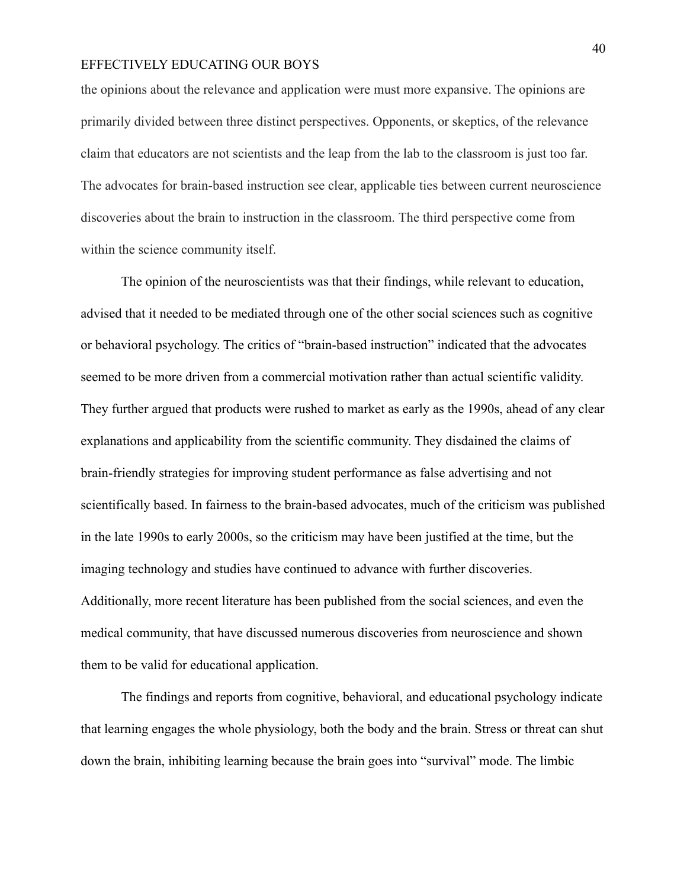the opinions about the relevance and application were must more expansive. The opinions are primarily divided between three distinct perspectives. Opponents, or skeptics, of the relevance claim that educators are not scientists and the leap from the lab to the classroom is just too far. The advocates for brain-based instruction see clear, applicable ties between current neuroscience discoveries about the brain to instruction in the classroom. The third perspective come from within the science community itself.

The opinion of the neuroscientists was that their findings, while relevant to education, advised that it needed to be mediated through one of the other social sciences such as cognitive or behavioral psychology. The critics of "brain-based instruction" indicated that the advocates seemed to be more driven from a commercial motivation rather than actual scientific validity. They further argued that products were rushed to market as early as the 1990s, ahead of any clear explanations and applicability from the scientific community. They disdained the claims of brain-friendly strategies for improving student performance as false advertising and not scientifically based. In fairness to the brain-based advocates, much of the criticism was published in the late 1990s to early 2000s, so the criticism may have been justified at the time, but the imaging technology and studies have continued to advance with further discoveries. Additionally, more recent literature has been published from the social sciences, and even the medical community, that have discussed numerous discoveries from neuroscience and shown them to be valid for educational application.

The findings and reports from cognitive, behavioral, and educational psychology indicate that learning engages the whole physiology, both the body and the brain. Stress or threat can shut down the brain, inhibiting learning because the brain goes into "survival" mode. The limbic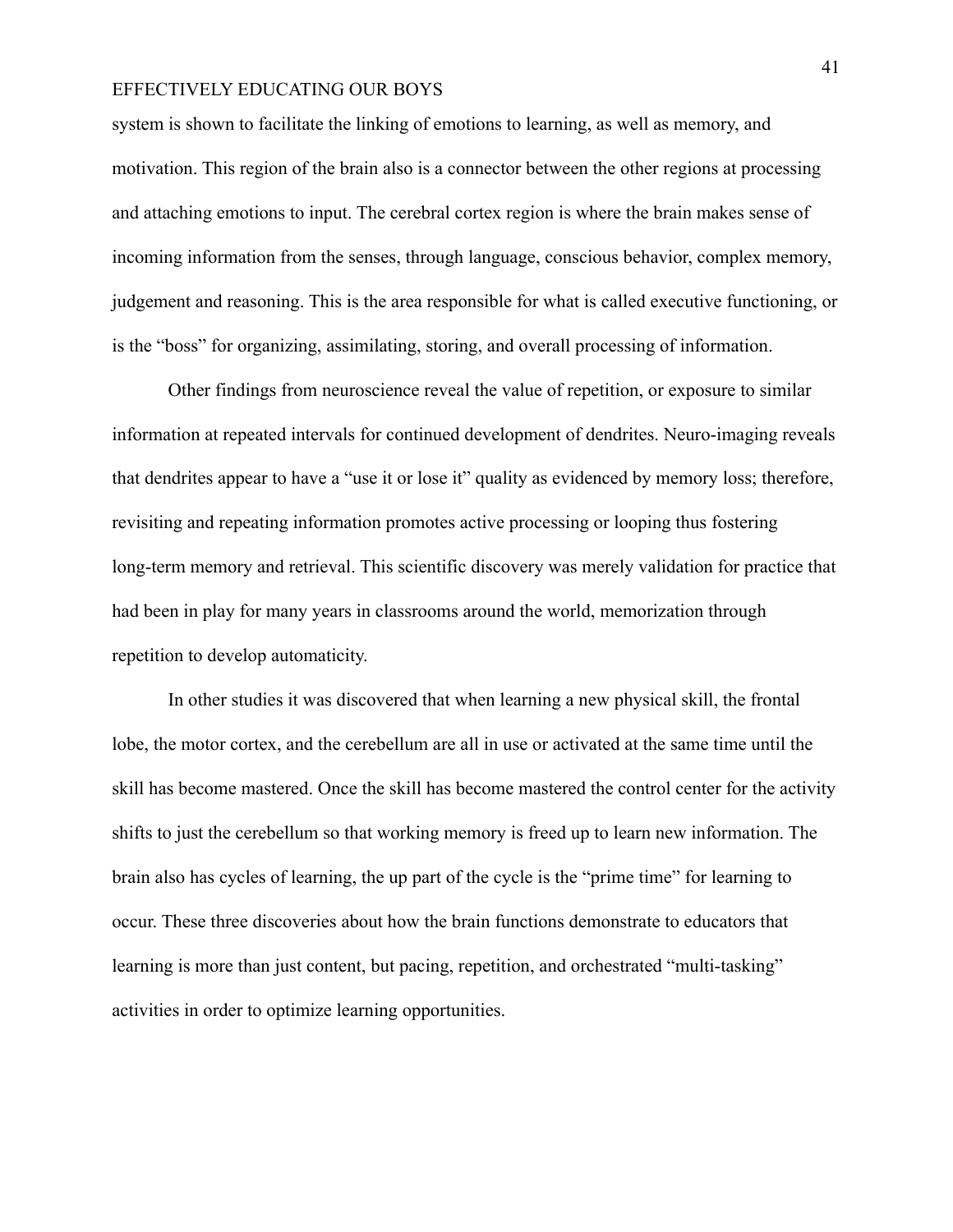system is shown to facilitate the linking of emotions to learning, as well as memory, and motivation. This region of the brain also is a connector between the other regions at processing and attaching emotions to input. The cerebral cortex region is where the brain makes sense of incoming information from the senses, through language, conscious behavior, complex memory, judgement and reasoning. This is the area responsible for what is called executive functioning, or is the "boss" for organizing, assimilating, storing, and overall processing of information.

Other findings from neuroscience reveal the value of repetition, or exposure to similar information at repeated intervals for continued development of dendrites. Neuro-imaging reveals that dendrites appear to have a "use it or lose it" quality as evidenced by memory loss; therefore, revisiting and repeating information promotes active processing or looping thus fostering long-term memory and retrieval. This scientific discovery was merely validation for practice that had been in play for many years in classrooms around the world, memorization through repetition to develop automaticity.

In other studies it was discovered that when learning a new physical skill, the frontal lobe, the motor cortex, and the cerebellum are all in use or activated at the same time until the skill has become mastered. Once the skill has become mastered the control center for the activity shifts to just the cerebellum so that working memory is freed up to learn new information. The brain also has cycles of learning, the up part of the cycle is the "prime time" for learning to occur. These three discoveries about how the brain functions demonstrate to educators that learning is more than just content, but pacing, repetition, and orchestrated "multi-tasking" activities in order to optimize learning opportunities.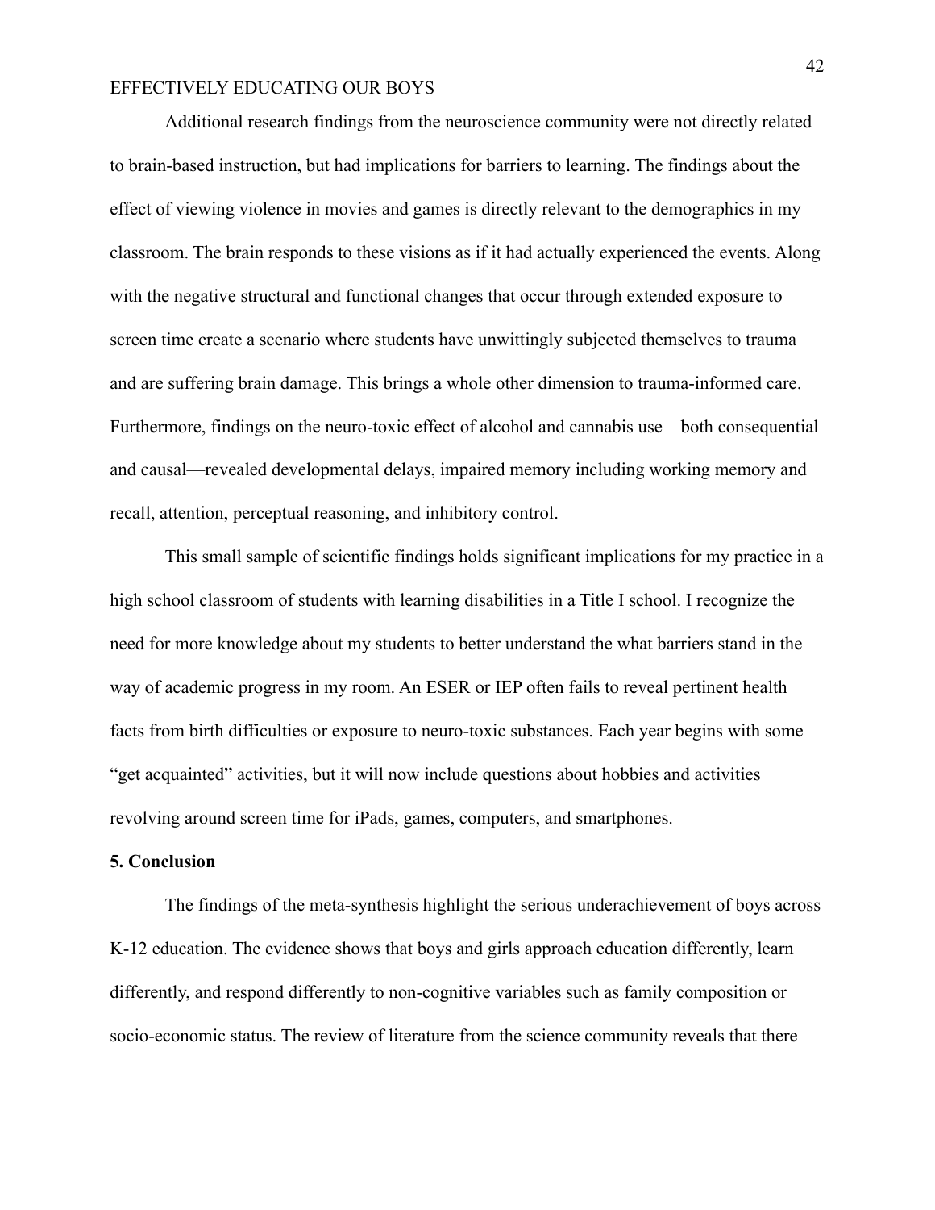Additional research findings from the neuroscience community were not directly related to brain-based instruction, but had implications for barriers to learning. The findings about the effect of viewing violence in movies and games is directly relevant to the demographics in my classroom. The brain responds to these visions as if it had actually experienced the events. Along with the negative structural and functional changes that occur through extended exposure to screen time create a scenario where students have unwittingly subjected themselves to trauma and are suffering brain damage. This brings a whole other dimension to trauma-informed care. Furthermore, findings on the neuro-toxic effect of alcohol and cannabis use—both consequential and causal—revealed developmental delays, impaired memory including working memory and recall, attention, perceptual reasoning, and inhibitory control.

This small sample of scientific findings holds significant implications for my practice in a high school classroom of students with learning disabilities in a Title I school. I recognize the need for more knowledge about my students to better understand the what barriers stand in the way of academic progress in my room. An ESER or IEP often fails to reveal pertinent health facts from birth difficulties or exposure to neuro-toxic substances. Each year begins with some "get acquainted" activities, but it will now include questions about hobbies and activities revolving around screen time for iPads, games, computers, and smartphones.

**5. Conclusion**

The findings of the meta-synthesis highlight the serious underachievement of boys across K-12 education. The evidence shows that boys and girls approach education differently, learn differently, and respond differently to non-cognitive variables such as family composition or socio-economic status. The review of literature from the science community reveals that there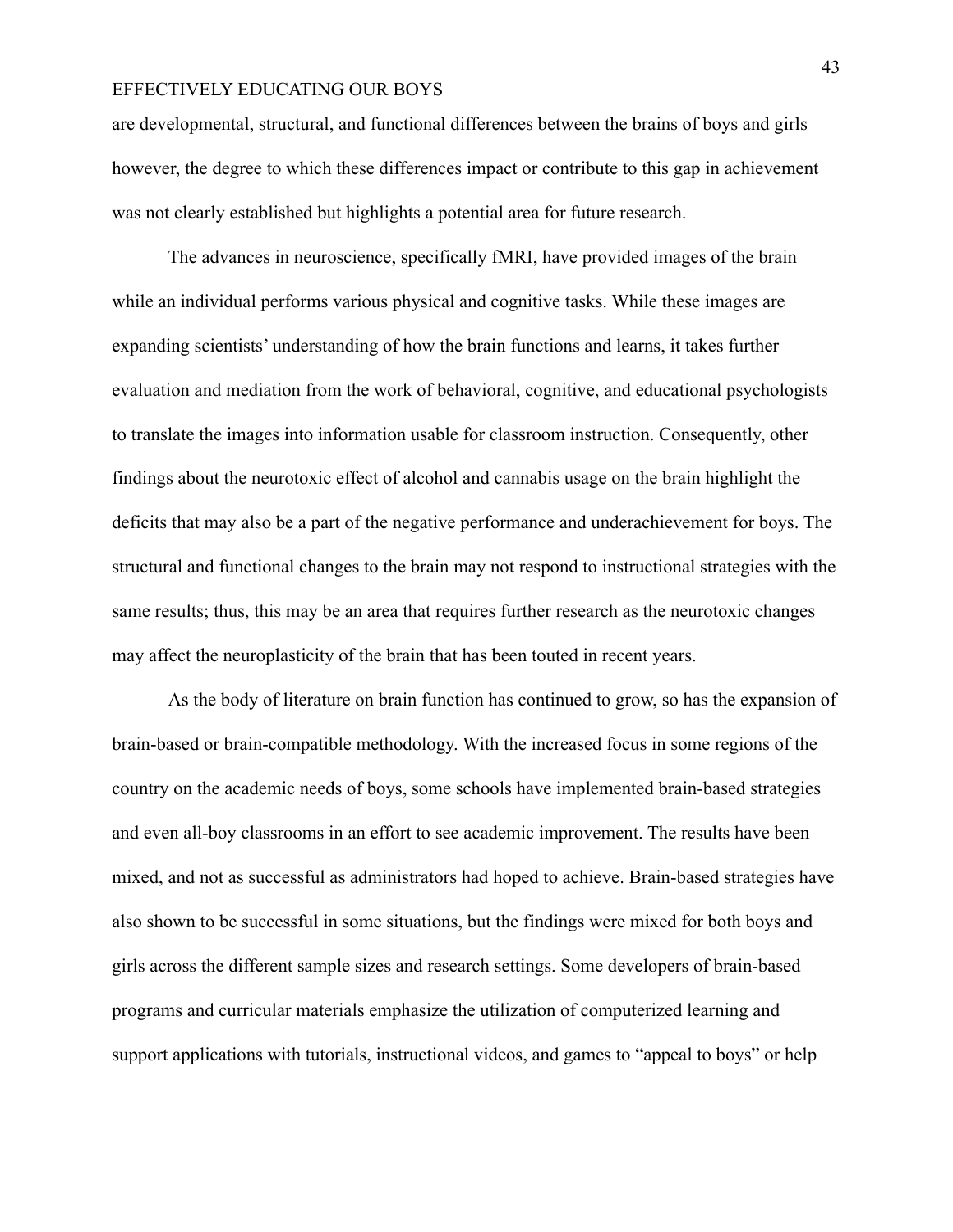are developmental, structural, and functional differences between the brains of boys and girls however, the degree to which these differences impact or contribute to this gap in achievement was not clearly established but highlights a potential area for future research.

The advances in neuroscience, specifically fMRI, have provided images of the brain while an individual performs various physical and cognitive tasks. While these images are expanding scientists' understanding of how the brain functions and learns, it takes further evaluation and mediation from the work of behavioral, cognitive, and educational psychologists to translate the images into information usable for classroom instruction. Consequently, other findings about the neurotoxic effect of alcohol and cannabis usage on the brain highlight the deficits that may also be a part of the negative performance and underachievement for boys. The structural and functional changes to the brain may not respond to instructional strategies with the same results; thus, this may be an area that requires further research as the neurotoxic changes may affect the neuroplasticity of the brain that has been touted in recent years.

As the body of literature on brain function has continued to grow, so has the expansion of brain-based or brain-compatible methodology. With the increased focus in some regions of the country on the academic needs of boys, some schools have implemented brain-based strategies and even all-boy classrooms in an effort to see academic improvement. The results have been mixed, and not as successful as administrators had hoped to achieve. Brain-based strategies have also shown to be successful in some situations, but the findings were mixed for both boys and girls across the different sample sizes and research settings. Some developers of brain-based programs and curricular materials emphasize the utilization of computerized learning and support applications with tutorials, instructional videos, and games to "appeal to boys" or help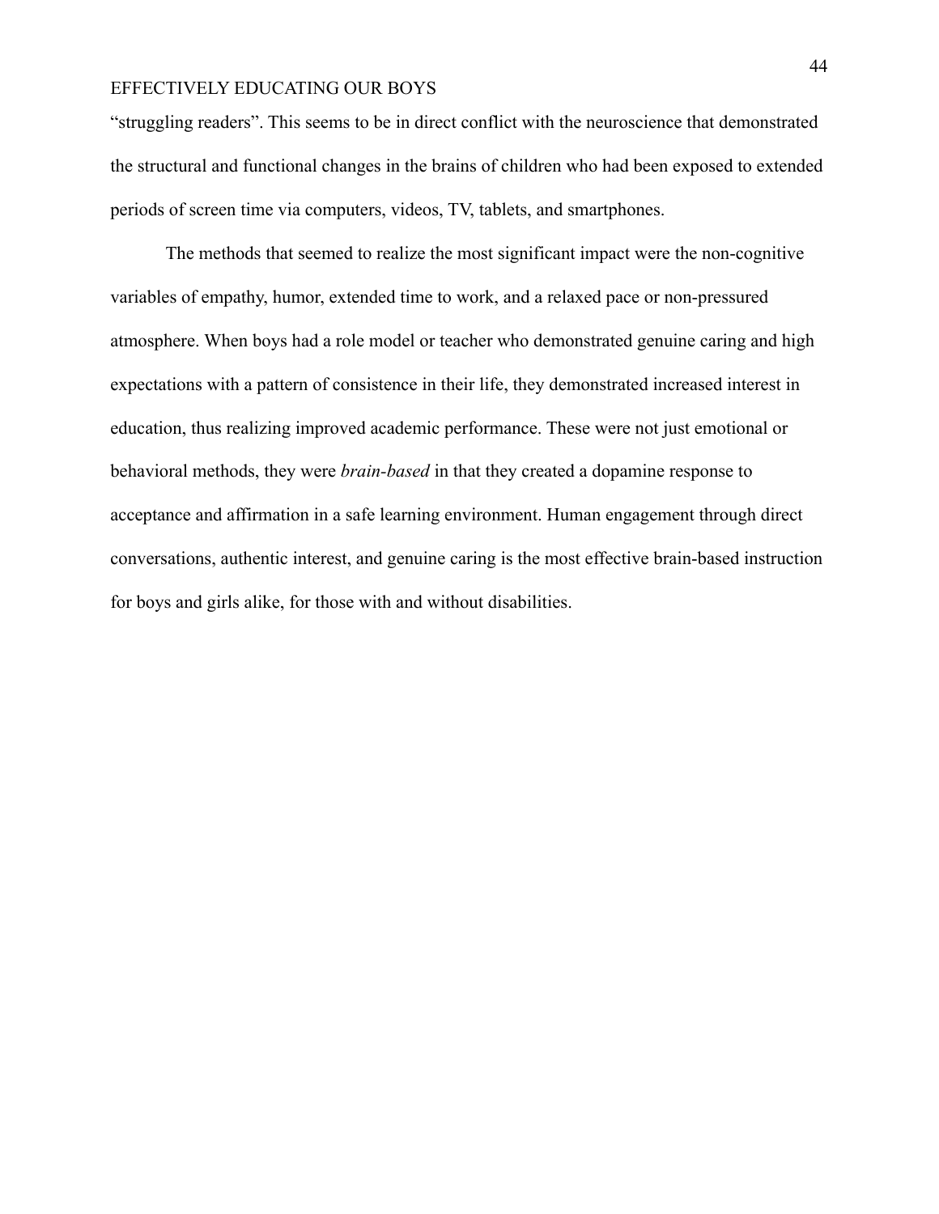"struggling readers". This seems to be in direct conflict with the neuroscience that demonstrated the structural and functional changes in the brains of children who had been exposed to extended periods of screen time via computers, videos, TV, tablets, and smartphones.

The methods that seemed to realize the most significant impact were the non-cognitive variables of empathy, humor, extended time to work, and a relaxed pace or non-pressured atmosphere. When boys had a role model or teacher who demonstrated genuine caring and high expectations with a pattern of consistence in their life, they demonstrated increased interest in education, thus realizing improved academic performance. These were not just emotional or behavioral methods, they were *brain-based* in that they created a dopamine response to acceptance and affirmation in a safe learning environment. Human engagement through direct conversations, authentic interest, and genuine caring is the most effective brain-based instruction for boys and girls alike, for those with and without disabilities.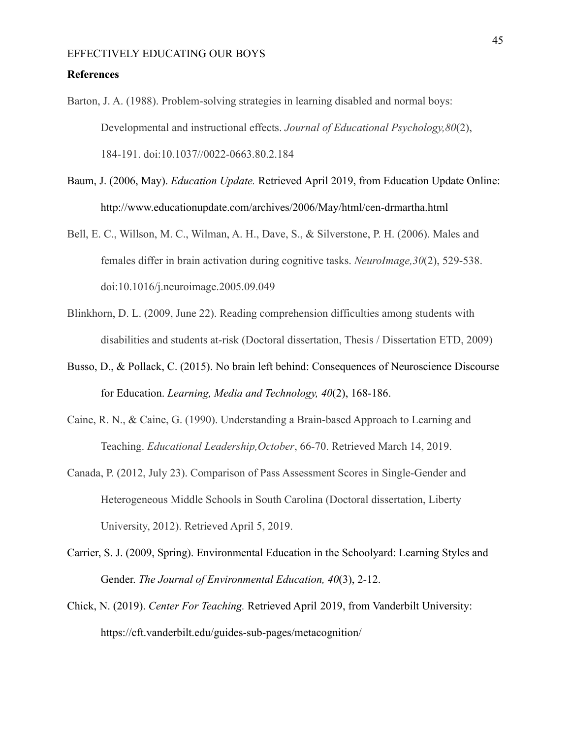**References**

Barton, J. A. (1988). Problem-solving strategies in learning disabled and normal boys: Developmental and instructional effects. *Journal of Educational Psychology,80*(2), 184-191. doi:10.1037//0022-0663.80.2.184

Baum, J. (2006, May). *Education Update.* Retrieved April 2019, from Education Update Online: http://www.educationupdate.com/archives/2006/May/html/cen-drmartha.html

Bell, E. C., Willson, M. C., Wilman, A. H., Dave, S., & Silverstone, P. H. (2006). Males and females differ in brain activation during cognitive tasks. *NeuroImage,30*(2), 529-538. doi:10.1016/j.neuroimage.2005.09.049

Blinkhorn, D. L. (2009, June 22). Reading comprehension difficulties among students with disabilities and students at-risk (Doctoral dissertation, Thesis / Dissertation ETD, 2009)

Busso, D., & Pollack, C. (2015). No brain left behind: Consequences of Neuroscience Discourse for Education. *Learning, Media and Technology, 40*(2), 168-186.

Caine, R. N., & Caine, G. (1990). Understanding a Brain-based Approach to Learning and Teaching. *Educational Leadership,October*, 66-70. Retrieved March 14, 2019.

Canada, P. (2012, July 23). Comparison of Pass Assessment Scores in Single-Gender and Heterogeneous Middle Schools in South Carolina (Doctoral dissertation, Liberty University, 2012). Retrieved April 5, 2019.

Carrier, S. J. (2009, Spring). Environmental Education in the Schoolyard: Learning Styles and Gender. *The Journal of Environmental Education, 40*(3), 2-12.

Chick, N. (2019). *Center For Teaching.* Retrieved April 2019, from Vanderbilt University: https://cft.vanderbilt.edu/guides-sub-pages/metacognition/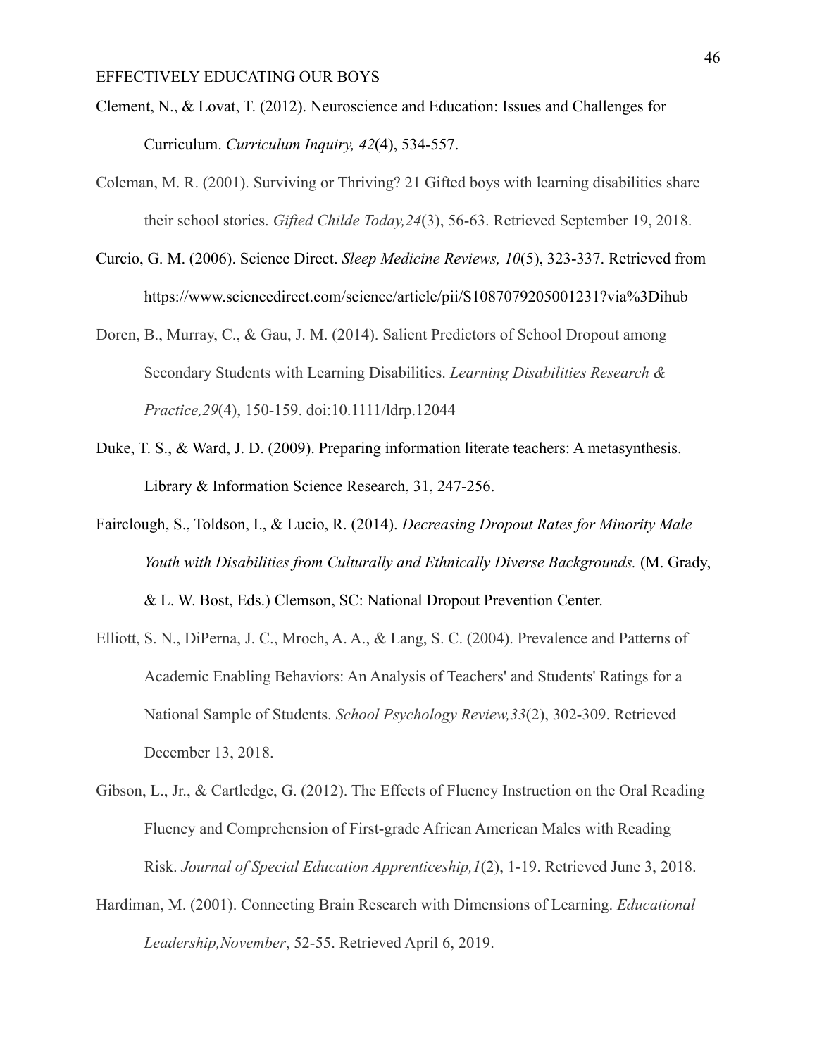Clement, N., & Lovat, T. (2012). Neuroscience and Education: Issues and Challenges for Curriculum. *Curriculum Inquiry, 42*(4), 534-557.

Coleman, M. R. (2001). Surviving or Thriving? 21 Gifted boys with learning disabilities share their school stories. *Gifted Childe Today,24*(3), 56-63. Retrieved September 19, 2018.

Curcio, G. M. (2006). Science Direct. *Sleep Medicine Reviews, 10*(5), 323-337. Retrieved from https://www.sciencedirect.com/science/article/pii/S1087079205001231?via%3Dihub

Doren, B., Murray, C., & Gau, J. M. (2014). Salient Predictors of School Dropout among Secondary Students with Learning Disabilities. *Learning Disabilities Research & Practice,29*(4), 150-159. doi:10.1111/ldrp.12044

Duke, T. S., & Ward, J. D. (2009). Preparing information literate teachers: A metasynthesis. Library & Information Science Research, 31, 247-256.

Fairclough, S., Toldson, I., & Lucio, R. (2014). *Decreasing Dropout Rates for Minority Male Youth with Disabilities from Culturally and Ethnically Diverse Backgrounds.* (M. Grady, & L. W. Bost, Eds.) Clemson, SC: National Dropout Prevention Center.

Elliott, S. N., DiPerna, J. C., Mroch, A. A., & Lang, S. C. (2004). Prevalence and Patterns of Academic Enabling Behaviors: An Analysis of Teachers' and Students' Ratings for a National Sample of Students. *School Psychology Review,33*(2), 302-309. Retrieved December 13, 2018.

Gibson, L., Jr., & Cartledge, G. (2012). The Effects of Fluency Instruction on the Oral Reading Fluency and Comprehension of First-grade African American Males with Reading Risk. *Journal of Special Education Apprenticeship,1*(2), 1-19. Retrieved June 3, 2018.

Hardiman, M. (2001). Connecting Brain Research with Dimensions of Learning. *Educational Leadership,November*, 52-55. Retrieved April 6, 2019.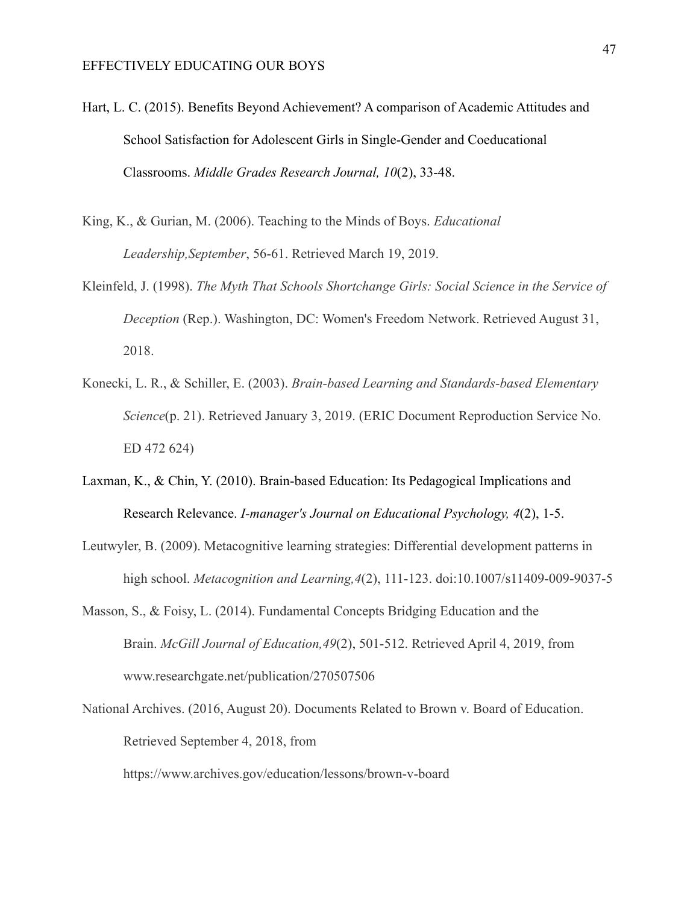Hart, L. C. (2015). Benefits Beyond Achievement? A comparison of Academic Attitudes and School Satisfaction for Adolescent Girls in Single-Gender and Coeducational Classrooms. *Middle Grades Research Journal, 10*(2), 33-48.

King, K., & Gurian, M. (2006). Teaching to the Minds of Boys. *Educational Leadership,September*, 56-61. Retrieved March 19, 2019.

Kleinfeld, J. (1998). *The Myth That Schools Shortchange Girls: Social Science in the Service of Deception* (Rep.). Washington, DC: Women's Freedom Network. Retrieved August 31, 2018.

Konecki, L. R., & Schiller, E. (2003). *Brain-based Learning and Standards-based Elementary Science*(p. 21). Retrieved January 3, 2019. (ERIC Document Reproduction Service No. ED 472 624)

Laxman, K., & Chin, Y. (2010). Brain-based Education: Its Pedagogical Implications and Research Relevance. *I-manager's Journal on Educational Psychology, 4*(2), 1-5.

Leutwyler, B. (2009). Metacognitive learning strategies: Differential development patterns in high school. *Metacognition and Learning,4*(2), 111-123. doi:10.1007/s11409-009-9037-5

Masson, S., & Foisy, L. (2014). Fundamental Concepts Bridging Education and the Brain. *McGill Journal of Education,49*(2), 501-512. Retrieved April 4, 2019, from www.researchgate.net/publication/270507506

National Archives. (2016, August 20). Documents Related to Brown v. Board of Education. Retrieved September 4, 2018, from https://www.archives.gov/education/lessons/brown-v-board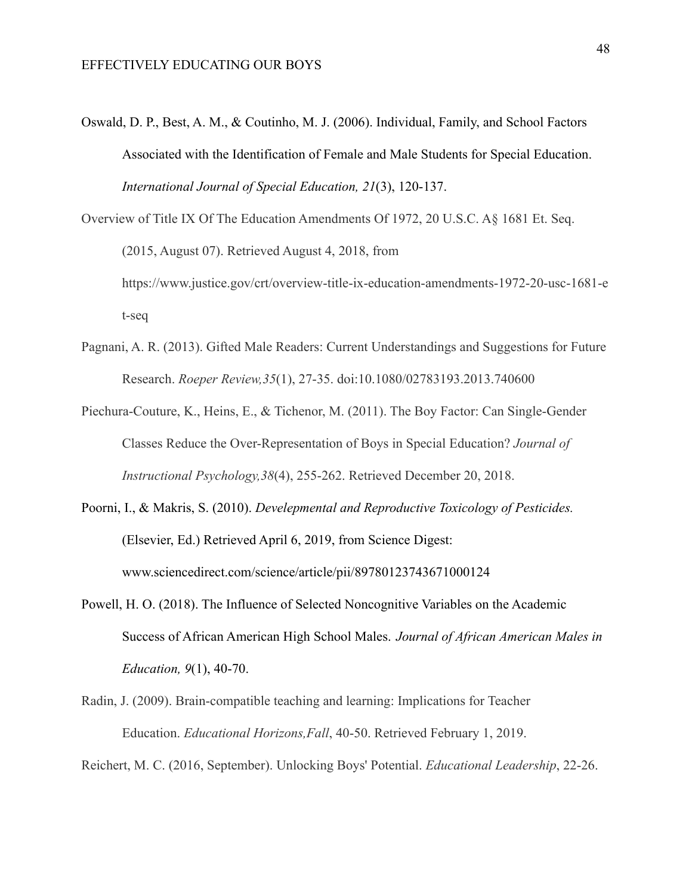Oswald, D. P., Best, A. M., & Coutinho, M. J. (2006). Individual, Family, and School Factors Associated with the Identification of Female and Male Students for Special Education. *International Journal of Special Education, 21*(3), 120-137.

Overview of Title IX Of The Education Amendments Of 1972, 20 U.S.C. A§ 1681 Et. Seq. (2015, August 07). Retrieved August 4, 2018, from https://www.justice.gov/crt/overview-title-ix-education-amendments-1972-20-usc-1681-et-seq

Pagnani, A. R. (2013). Gifted Male Readers: Current Understandings and Suggestions for Future Research. *Roeper Review,35*(1), 27-35. doi:10.1080/02783193.2013.740600

Piechura-Couture, K., Heins, E., & Tichenor, M. (2011). The Boy Factor: Can Single-Gender Classes Reduce the Over-Representation of Boys in Special Education? *Journal of Instructional Psychology,38*(4), 255-262. Retrieved December 20, 2018.

Poorni, I., & Makris, S. (2010). *Develepmental and Reproductive Toxicology of Pesticides.* (Elsevier, Ed.) Retrieved April 6, 2019, from Science Digest: www.sciencedirect.com/science/article/pii/89780123743671000124

Powell, H. O. (2018). The Influence of Selected Noncognitive Variables on the Academic Success of African American High School Males. *Journal of African American Males in Education, 9*(1), 40-70.

Radin, J. (2009). Brain-compatible teaching and learning: Implications for Teacher Education. *Educational Horizons,Fall*, 40-50. Retrieved February 1, 2019.

Reichert, M. C. (2016, September). Unlocking Boys' Potential. *Educational Leadership*, 22-26.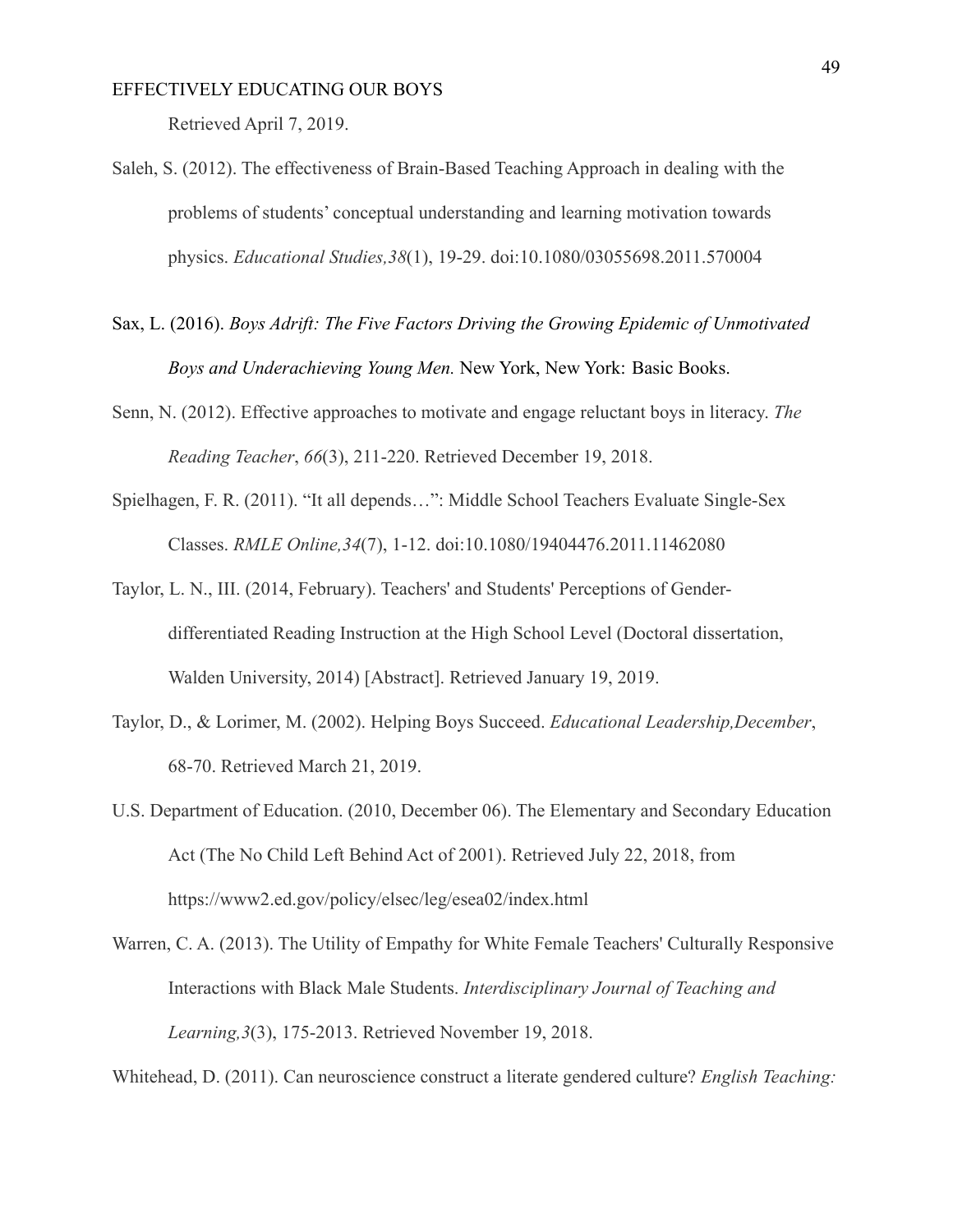Retrieved April 7, 2019.

Saleh, S. (2012). The effectiveness of Brain-Based Teaching Approach in dealing with the problems of students' conceptual understanding and learning motivation towards physics. *Educational Studies,38*(1), 19-29. doi:10.1080/03055698.2011.570004

Sax, L. (2016). *Boys Adrift: The Five Factors Driving the Growing Epidemic of Unmotivated Boys and Underachieving Young Men.* New York, New York: Basic Books.

Senn, N. (2012). Effective approaches to motivate and engage reluctant boys in literacy. *The Reading Teacher*, *66*(3), 211-220. Retrieved December 19, 2018.

Spielhagen, F. R. (2011). "It all depends…": Middle School Teachers Evaluate Single-Sex Classes. *RMLE Online,34*(7), 1-12. doi:10.1080/19404476.2011.11462080

Taylor, L. N., III. (2014, February). Teachers' and Students' Perceptions of Gender-differentiated Reading Instruction at the High School Level (Doctoral dissertation, Walden University, 2014) [Abstract]. Retrieved January 19, 2019.

Taylor, D., & Lorimer, M. (2002). Helping Boys Succeed. *Educational Leadership,December*, 68-70. Retrieved March 21, 2019.

U.S. Department of Education. (2010, December 06). The Elementary and Secondary Education Act (The No Child Left Behind Act of 2001). Retrieved July 22, 2018, from https://www2.ed.gov/policy/elsec/leg/esea02/index.html

Warren, C. A. (2013). The Utility of Empathy for White Female Teachers' Culturally Responsive Interactions with Black Male Students. *Interdisciplinary Journal of Teaching and Learning,3*(3), 175-2013. Retrieved November 19, 2018.

Whitehead, D. (2011). Can neuroscience construct a literate gendered culture? *English Teaching:*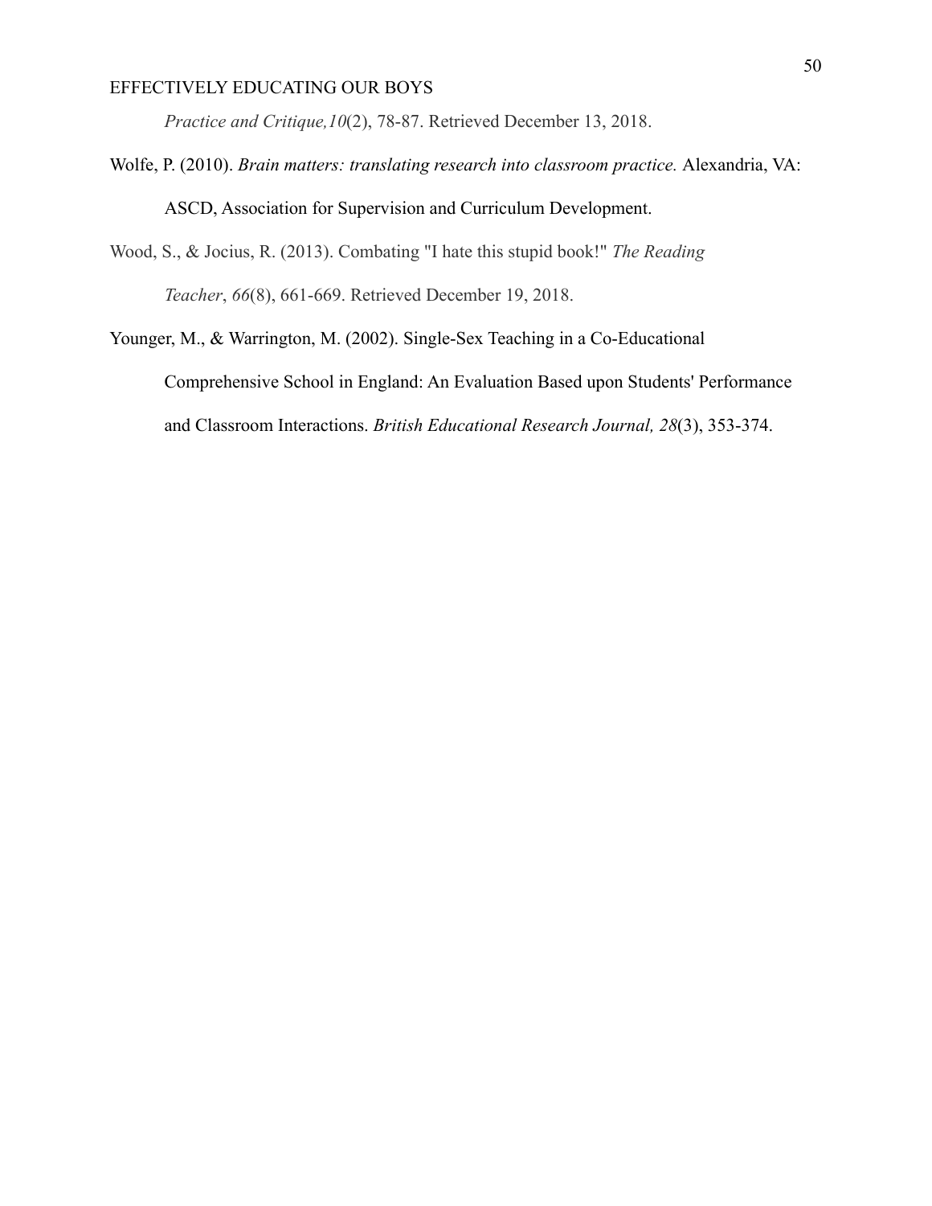*Practice and Critique,10*(2), 78-87. Retrieved December 13, 2018.

Wolfe, P. (2010). *Brain matters: translating research into classroom practice.* Alexandria, VA: ASCD, Association for Supervision and Curriculum Development.

Wood, S., & Jocius, R. (2013). Combating "I hate this stupid book!" *The Reading Teacher*, *66*(8), 661-669. Retrieved December 19, 2018.

Younger, M., & Warrington, M. (2002). Single-Sex Teaching in a Co-Educational Comprehensive School in England: An Evaluation Based upon Students' Performance and Classroom Interactions. *British Educational Research Journal, 28*(3), 353-374.